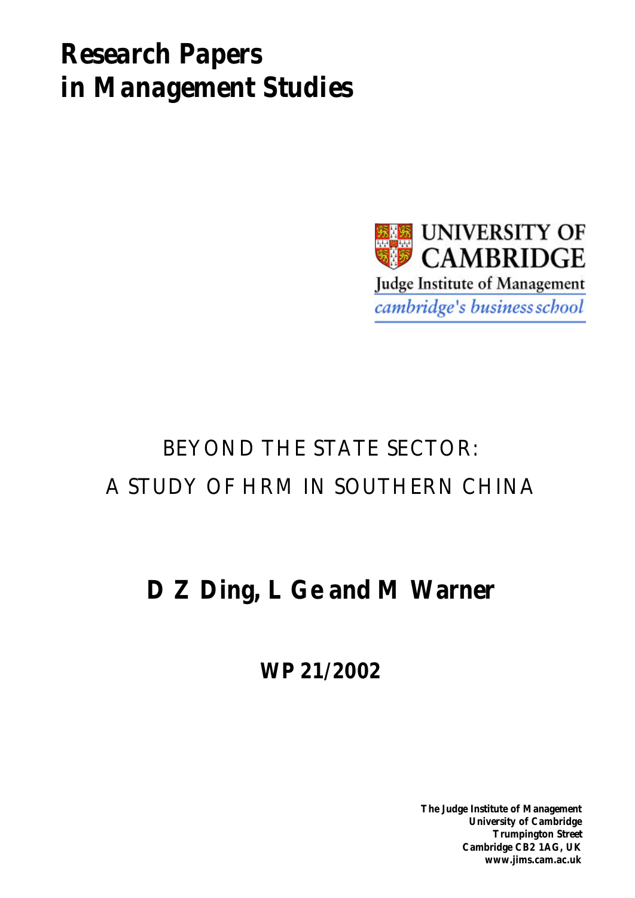# Research Papers in Management Studies

UNIVERSITY OF CAMBRIDGE

Judge Institute of Management

*cambridge's business school*

## BEYOND THE STATE SECTOR: A STUDY OF HRM IN SOUTHERN CHINA

**D Z Ding, L Ge and M Warner**

**WP 21/2002**

**The Judge Institute of Management**
**University of Cambridge**
**Trumpington Street**
**Cambridge CB2 1AG, UK**
**www.jims.cam.ac.uk**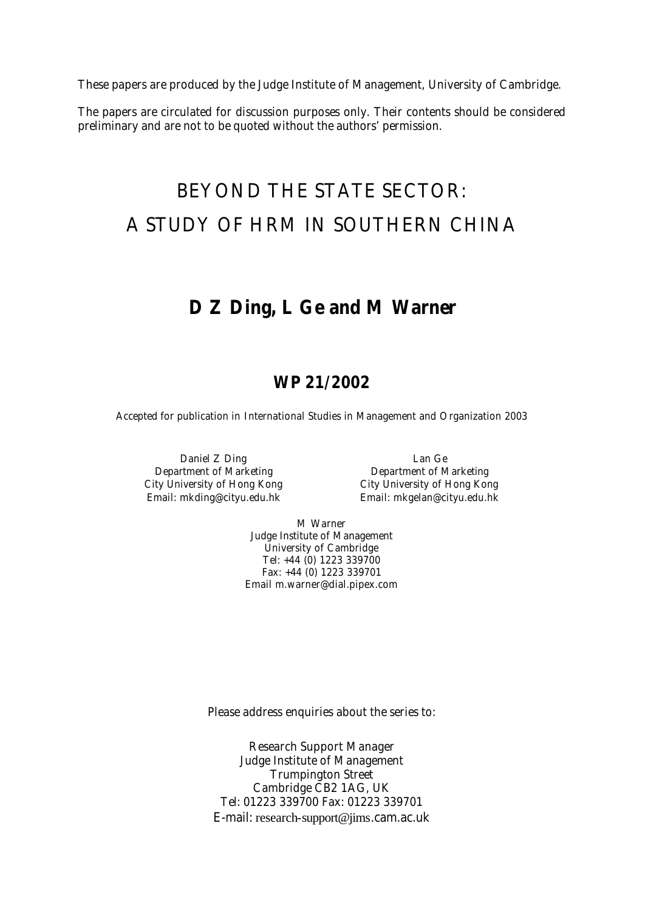These papers are produced by the Judge Institute of Management, University of Cambridge.

The papers are circulated for discussion purposes only. Their contents should be considered preliminary and are not to be quoted without the authors' permission.

# BEYOND THE STATE SECTOR: A STUDY OF HRM IN SOUTHERN CHINA

## D Z Ding, L Ge and M Warner

## WP 21/2002

Accepted for publication in International Studies in Management and Organization 2003

Daniel Z Ding
Department of Marketing
City University of Hong Kong
Email: mkding@cityu.edu.hk

Lan Ge
Department of Marketing
City University of Hong Kong
Email: mkgelan@cityu.edu.hk

M Warner
Judge Institute of Management
University of Cambridge
Tel: +44 (0) 1223 339700
Fax: +44 (0) 1223 339701
Email m.warner@dial.pipex.com

Please address enquiries about the series to:

Research Support Manager
Judge Institute of Management
Trumpington Street
Cambridge CB2 1AG, UK
Tel: 01223 339700 Fax: 01223 339701
E-mail: research-support@jims.cam.ac.uk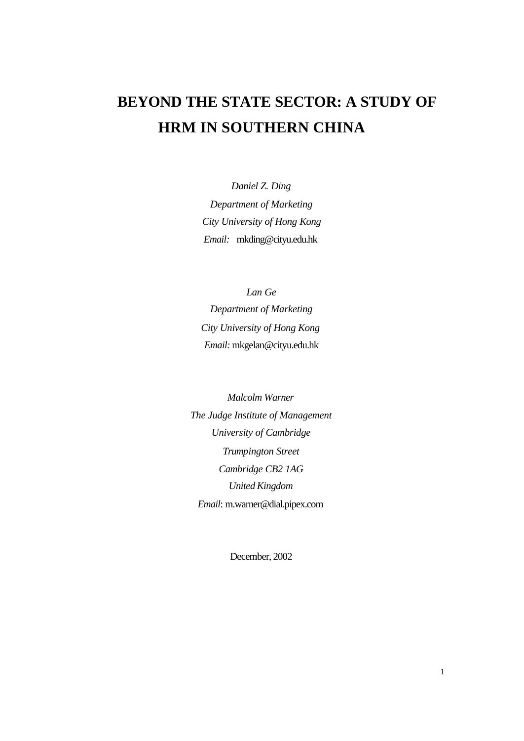# BEYOND THE STATE SECTOR: A STUDY OF HRM IN SOUTHERN CHINA

*Daniel Z. Ding*
*Department of Marketing*
*City University of Hong Kong*
*Email:* mkding@cityu.edu.hk

*Lan Ge*
*Department of Marketing*
*City University of Hong Kong*
*Email:* mkgelan@cityu.edu.hk

*Malcolm Warner*
*The Judge Institute of Management*
*University of Cambridge*
*Trumpington Street*
*Cambridge CB2 1AG*
*United Kingdom*
*Email*: m.warner@dial.pipex.com

December, 2002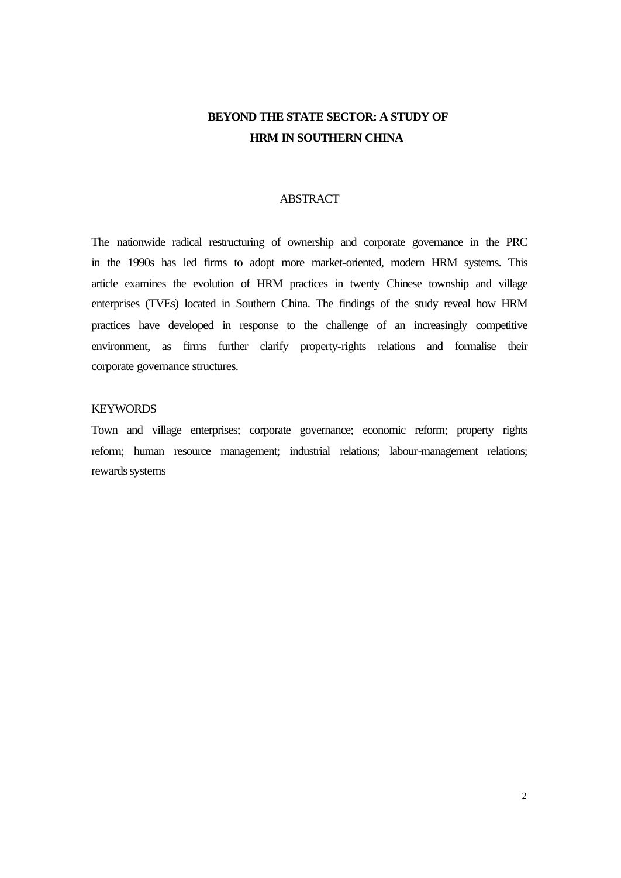# BEYOND THE STATE SECTOR: A STUDY OF HRM IN SOUTHERN CHINA

## ABSTRACT

The nationwide radical restructuring of ownership and corporate governance in the PRC in the 1990s has led firms to adopt more market-oriented, modern HRM systems. This article examines the evolution of HRM practices in twenty Chinese township and village enterprises (TVEs) located in Southern China. The findings of the study reveal how HRM practices have developed in response to the challenge of an increasingly competitive environment, as firms further clarify property-rights relations and formalise their corporate governance structures.

## KEYWORDS

Town and village enterprises; corporate governance; economic reform; property rights reform; human resource management; industrial relations; labour-management relations; rewards systems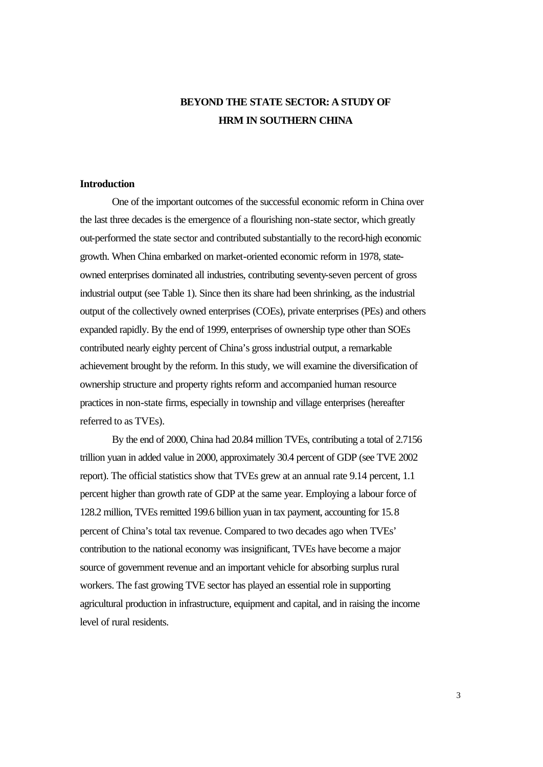# BEYOND THE STATE SECTOR: A STUDY OF HRM IN SOUTHERN CHINA

## Introduction

One of the important outcomes of the successful economic reform in China over the last three decades is the emergence of a flourishing non-state sector, which greatly out-performed the state sector and contributed substantially to the record-high economic growth. When China embarked on market-oriented economic reform in 1978, state-owned enterprises dominated all industries, contributing seventy-seven percent of gross industrial output (see Table 1). Since then its share had been shrinking, as the industrial output of the collectively owned enterprises (COEs), private enterprises (PEs) and others expanded rapidly. By the end of 1999, enterprises of ownership type other than SOEs contributed nearly eighty percent of China's gross industrial output, a remarkable achievement brought by the reform. In this study, we will examine the diversification of ownership structure and property rights reform and accompanied human resource practices in non-state firms, especially in township and village enterprises (hereafter referred to as TVEs).

By the end of 2000, China had 20.84 million TVEs, contributing a total of 2.7156 trillion yuan in added value in 2000, approximately 30.4 percent of GDP (see TVE 2002 report). The official statistics show that TVEs grew at an annual rate 9.14 percent, 1.1 percent higher than growth rate of GDP at the same year. Employing a labour force of 128.2 million, TVEs remitted 199.6 billion yuan in tax payment, accounting for 15.8 percent of China's total tax revenue. Compared to two decades ago when TVEs' contribution to the national economy was insignificant, TVEs have become a major source of government revenue and an important vehicle for absorbing surplus rural workers. The fast growing TVE sector has played an essential role in supporting agricultural production in infrastructure, equipment and capital, and in raising the income level of rural residents.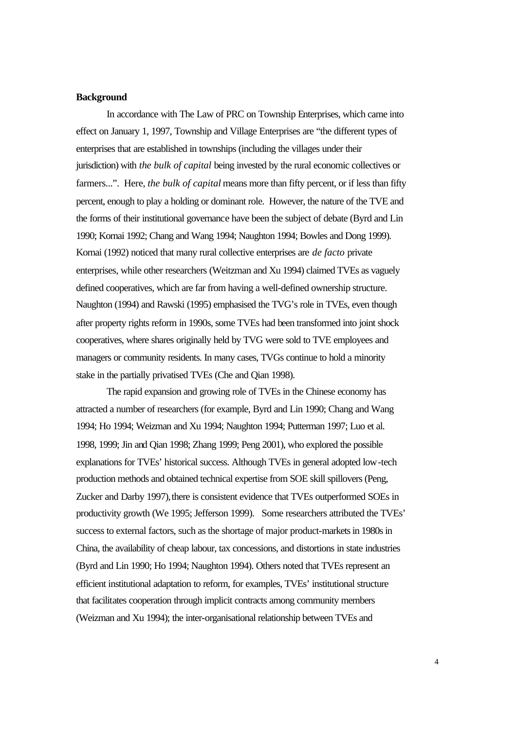**Background**

In accordance with The Law of PRC on Township Enterprises, which came into effect on January 1, 1997, Township and Village Enterprises are "the different types of enterprises that are established in townships (including the villages under their jurisdiction) with *the bulk of capital* being invested by the rural economic collectives or farmers...". Here, *the bulk of capital* means more than fifty percent, or if less than fifty percent, enough to play a holding or dominant role. However, the nature of the TVE and the forms of their institutional governance have been the subject of debate (Byrd and Lin 1990; Kornai 1992; Chang and Wang 1994; Naughton 1994; Bowles and Dong 1999). Kornai (1992) noticed that many rural collective enterprises are *de facto* private enterprises, while other researchers (Weitzman and Xu 1994) claimed TVEs as vaguely defined cooperatives, which are far from having a well-defined ownership structure. Naughton (1994) and Rawski (1995) emphasised the TVG's role in TVEs, even though after property rights reform in 1990s, some TVEs had been transformed into joint shock cooperatives, where shares originally held by TVG were sold to TVE employees and managers or community residents. In many cases, TVGs continue to hold a minority stake in the partially privatised TVEs (Che and Qian 1998).

The rapid expansion and growing role of TVEs in the Chinese economy has attracted a number of researchers (for example, Byrd and Lin 1990; Chang and Wang 1994; Ho 1994; Weizman and Xu 1994; Naughton 1994; Putterman 1997; Luo et al. 1998, 1999; Jin and Qian 1998; Zhang 1999; Peng 2001), who explored the possible explanations for TVEs' historical success. Although TVEs in general adopted low-tech production methods and obtained technical expertise from SOE skill spillovers (Peng, Zucker and Darby 1997), there is consistent evidence that TVEs outperformed SOEs in productivity growth (We 1995; Jefferson 1999). Some researchers attributed the TVEs' success to external factors, such as the shortage of major product-markets in 1980s in China, the availability of cheap labour, tax concessions, and distortions in state industries (Byrd and Lin 1990; Ho 1994; Naughton 1994). Others noted that TVEs represent an efficient institutional adaptation to reform, for examples, TVEs' institutional structure that facilitates cooperation through implicit contracts among community members (Weizman and Xu 1994); the inter-organisational relationship between TVEs and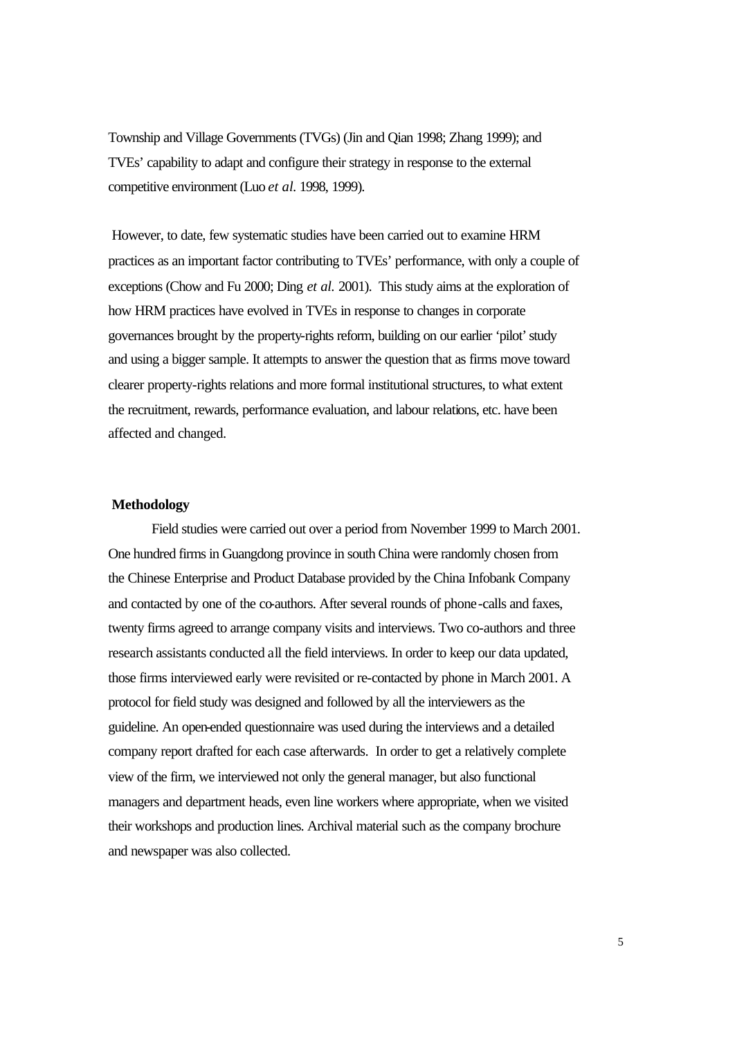Township and Village Governments (TVGs) (Jin and Qian 1998; Zhang 1999); and TVEs' capability to adapt and configure their strategy in response to the external competitive environment (Luo *et al.* 1998, 1999).

However, to date, few systematic studies have been carried out to examine HRM practices as an important factor contributing to TVEs' performance, with only a couple of exceptions (Chow and Fu 2000; Ding *et al.* 2001). This study aims at the exploration of how HRM practices have evolved in TVEs in response to changes in corporate governances brought by the property-rights reform, building on our earlier 'pilot' study and using a bigger sample. It attempts to answer the question that as firms move toward clearer property-rights relations and more formal institutional structures, to what extent the recruitment, rewards, performance evaluation, and labour relations, etc. have been affected and changed.

## Methodology

Field studies were carried out over a period from November 1999 to March 2001. One hundred firms in Guangdong province in south China were randomly chosen from the Chinese Enterprise and Product Database provided by the China Infobank Company and contacted by one of the co-authors. After several rounds of phone-calls and faxes, twenty firms agreed to arrange company visits and interviews. Two co-authors and three research assistants conducted all the field interviews. In order to keep our data updated, those firms interviewed early were revisited or re-contacted by phone in March 2001. A protocol for field study was designed and followed by all the interviewers as the guideline. An open-ended questionnaire was used during the interviews and a detailed company report drafted for each case afterwards. In order to get a relatively complete view of the firm, we interviewed not only the general manager, but also functional managers and department heads, even line workers where appropriate, when we visited their workshops and production lines. Archival material such as the company brochure and newspaper was also collected.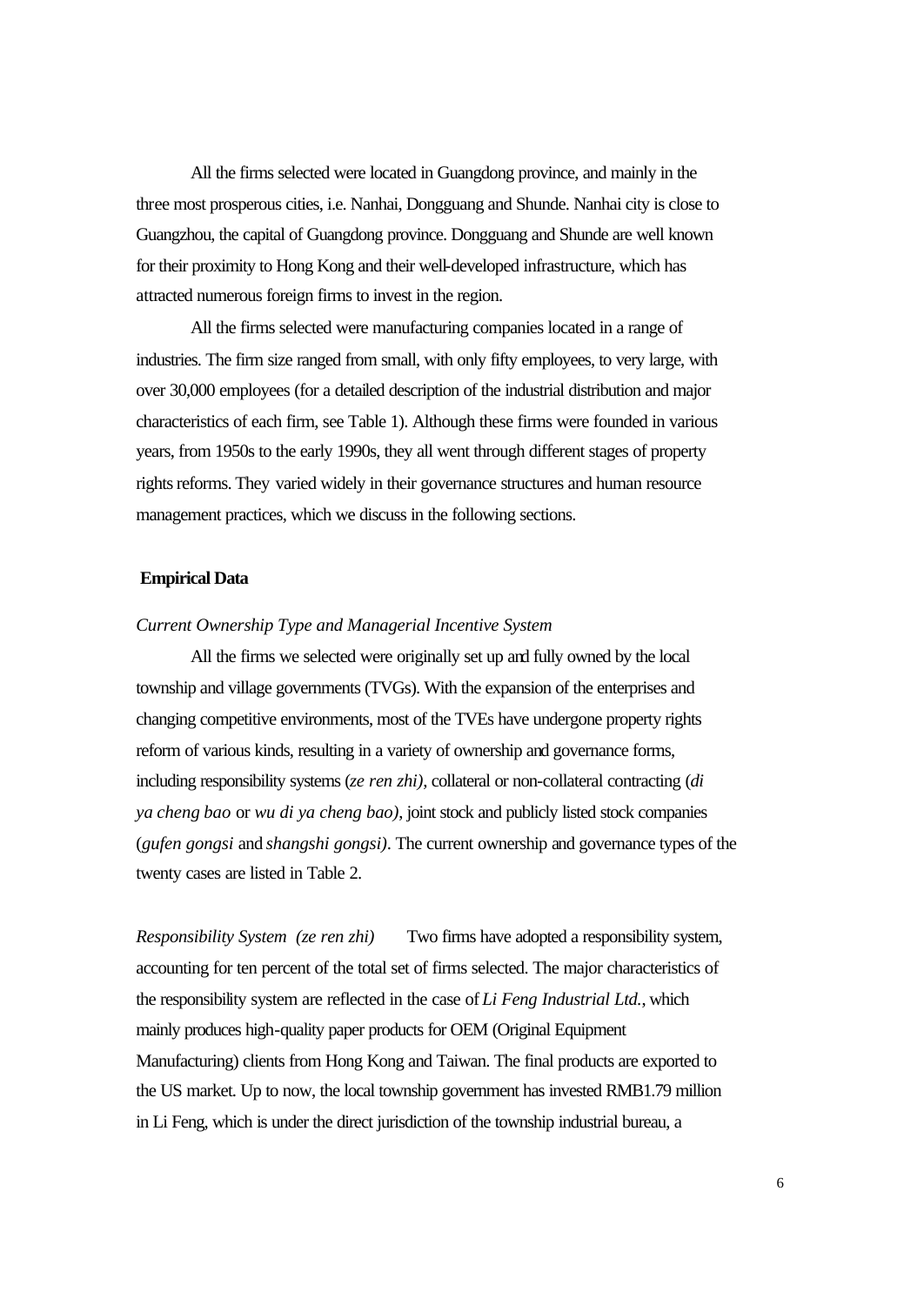All the firms selected were located in Guangdong province, and mainly in the three most prosperous cities, i.e. Nanhai, Dongguang and Shunde. Nanhai city is close to Guangzhou, the capital of Guangdong province. Dongguang and Shunde are well known for their proximity to Hong Kong and their well-developed infrastructure, which has attracted numerous foreign firms to invest in the region.

All the firms selected were manufacturing companies located in a range of industries. The firm size ranged from small, with only fifty employees, to very large, with over 30,000 employees (for a detailed description of the industrial distribution and major characteristics of each firm, see Table 1). Although these firms were founded in various years, from 1950s to the early 1990s, they all went through different stages of property rights reforms. They varied widely in their governance structures and human resource management practices, which we discuss in the following sections.

## Empirical Data

### *Current Ownership Type and Managerial Incentive System*

All the firms we selected were originally set up and fully owned by the local township and village governments (TVGs). With the expansion of the enterprises and changing competitive environments, most of the TVEs have undergone property rights reform of various kinds, resulting in a variety of ownership and governance forms, including responsibility systems (*ze ren zhi)*, collateral or non-collateral contracting (*di ya cheng bao* or *wu di ya cheng bao)*, joint stock and publicly listed stock companies (*gufen gongsi* and *shangshi gongsi)*. The current ownership and governance types of the twenty cases are listed in Table 2.

*Responsibility System (ze ren zhi)* Two firms have adopted a responsibility system, accounting for ten percent of the total set of firms selected. The major characteristics of the responsibility system are reflected in the case of *Li Feng Industrial Ltd.*, which mainly produces high-quality paper products for OEM (Original Equipment Manufacturing) clients from Hong Kong and Taiwan. The final products are exported to the US market. Up to now, the local township government has invested RMB1.79 million in Li Feng, which is under the direct jurisdiction of the township industrial bureau, a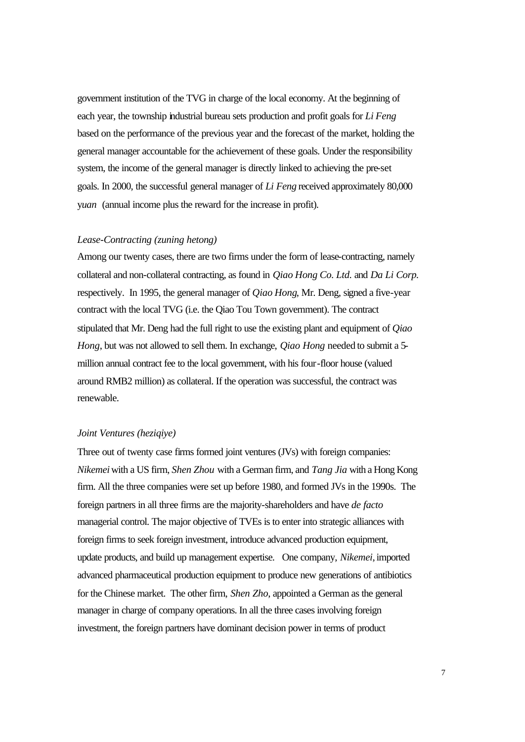government institution of the TVG in charge of the local economy. At the beginning of each year, the township industrial bureau sets production and profit goals for *Li Feng* based on the performance of the previous year and the forecast of the market, holding the general manager accountable for the achievement of these goals. Under the responsibility system, the income of the general manager is directly linked to achieving the pre-set goals. In 2000, the successful general manager of *Li Feng* received approximately 80,000 y*uan* (annual income plus the reward for the increase in profit).

*Lease-Contracting (zuning hetong)*

Among our twenty cases, there are two firms under the form of lease-contracting, namely collateral and non-collateral contracting, as found in *Qiao Hong Co. Ltd.* and *Da Li Corp.* respectively. In 1995, the general manager of *Qiao Hong*, Mr. Deng, signed a five-year contract with the local TVG (i.e. the Qiao Tou Town government). The contract stipulated that Mr. Deng had the full right to use the existing plant and equipment of *Qiao Hong*, but was not allowed to sell them. In exchange, *Qiao Hong* needed to submit a 5-million annual contract fee to the local government, with his four-floor house (valued around RMB2 million) as collateral. If the operation was successful, the contract was renewable.

*Joint Ventures (heziqiye)*

Three out of twenty case firms formed joint ventures (JVs) with foreign companies: *Nikemei* with a US firm, *Shen Zhou* with a German firm, and *Tang Jia* with a Hong Kong firm. All the three companies were set up before 1980, and formed JVs in the 1990s. The foreign partners in all three firms are the majority-shareholders and have *de facto* managerial control. The major objective of TVEs is to enter into strategic alliances with foreign firms to seek foreign investment, introduce advanced production equipment, update products, and build up management expertise. One company, *Nikemei*, imported advanced pharmaceutical production equipment to produce new generations of antibiotics for the Chinese market. The other firm, *Shen Zho*, appointed a German as the general manager in charge of company operations. In all the three cases involving foreign investment, the foreign partners have dominant decision power in terms of product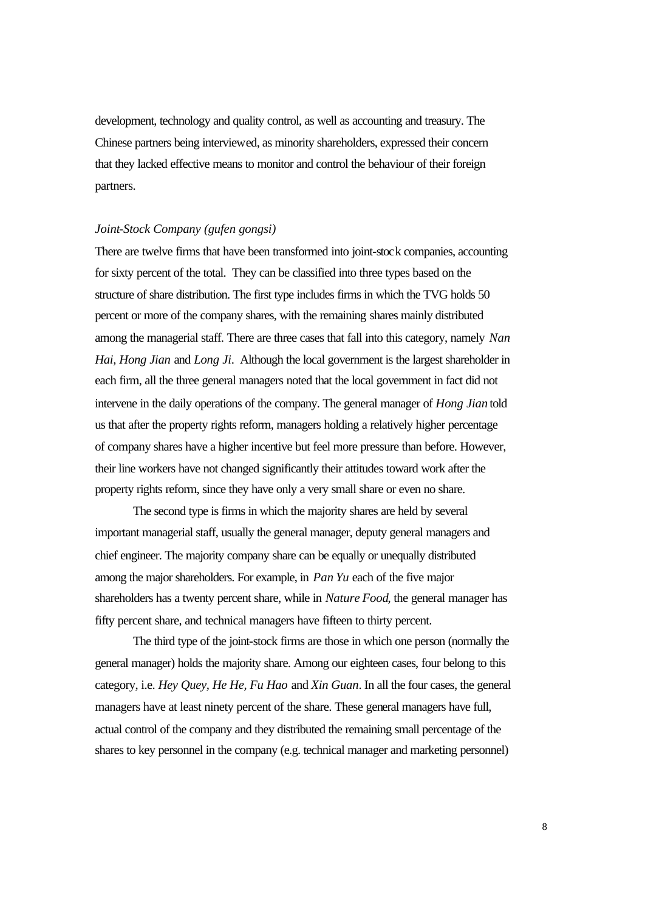development, technology and quality control, as well as accounting and treasury. The Chinese partners being interviewed, as minority shareholders, expressed their concern that they lacked effective means to monitor and control the behaviour of their foreign partners.

*Joint-Stock Company (gufen gongsi)*

There are twelve firms that have been transformed into joint-stock companies, accounting for sixty percent of the total. They can be classified into three types based on the structure of share distribution. The first type includes firms in which the TVG holds 50 percent or more of the company shares, with the remaining shares mainly distributed among the managerial staff. There are three cases that fall into this category, namely *Nan Hai*, *Hong Jian* and *Long Ji*. Although the local government is the largest shareholder in each firm, all the three general managers noted that the local government in fact did not intervene in the daily operations of the company. The general manager of *Hong Jian* told us that after the property rights reform, managers holding a relatively higher percentage of company shares have a higher incentive but feel more pressure than before. However, their line workers have not changed significantly their attitudes toward work after the property rights reform, since they have only a very small share or even no share.

The second type is firms in which the majority shares are held by several important managerial staff, usually the general manager, deputy general managers and chief engineer. The majority company share can be equally or unequally distributed among the major shareholders. For example, in *Pan Yu* each of the five major shareholders has a twenty percent share, while in *Nature Food*, the general manager has fifty percent share, and technical managers have fifteen to thirty percent.

The third type of the joint-stock firms are those in which one person (normally the general manager) holds the majority share. Among our eighteen cases, four belong to this category, i.e. *Hey Quey*, *He He*, *Fu Hao* and *Xin Guan*. In all the four cases, the general managers have at least ninety percent of the share. These general managers have full, actual control of the company and they distributed the remaining small percentage of the shares to key personnel in the company (e.g. technical manager and marketing personnel)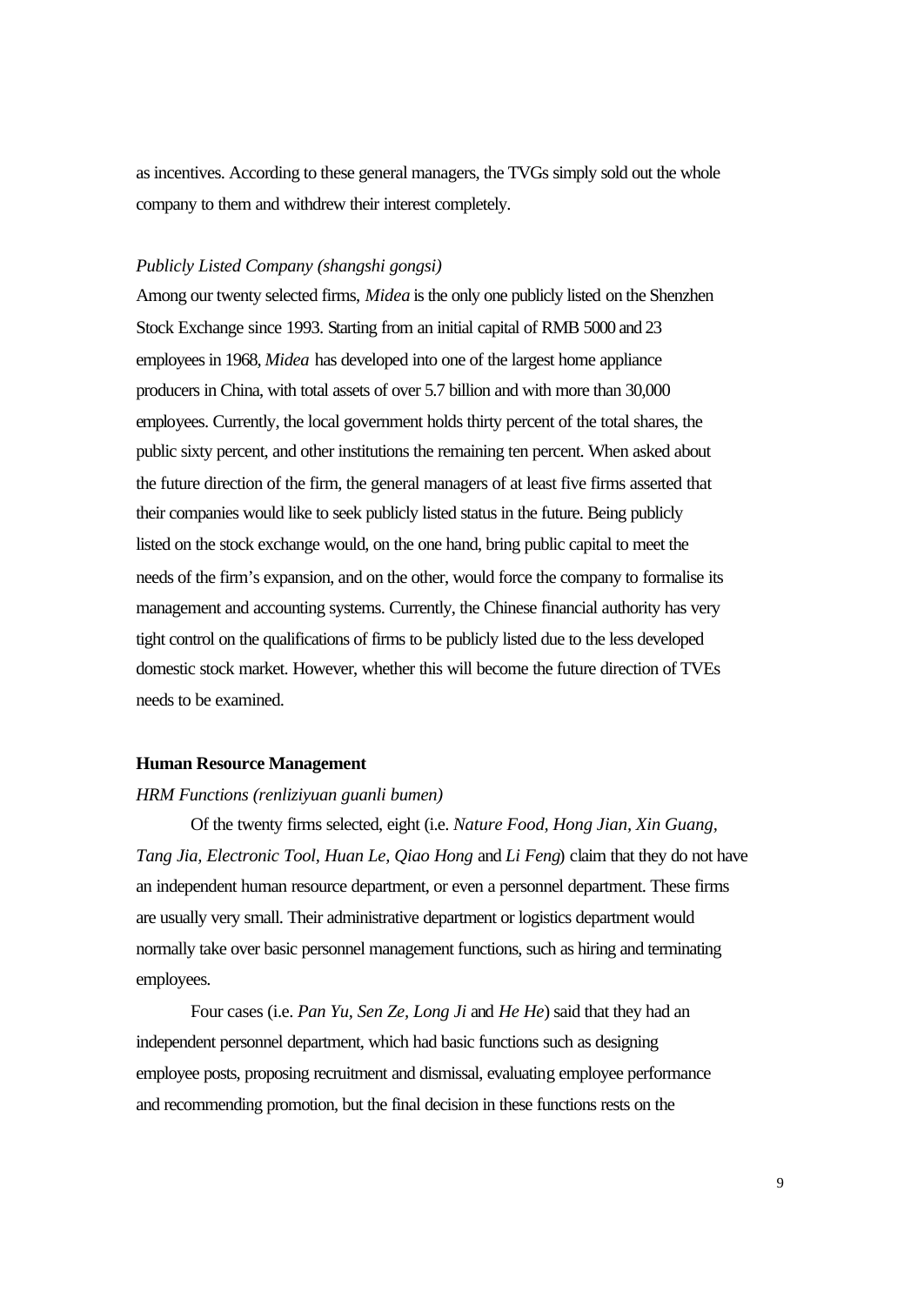as incentives. According to these general managers, the TVGs simply sold out the whole company to them and withdrew their interest completely.

*Publicly Listed Company (shangshi gongsi)*

Among our twenty selected firms, *Midea* is the only one publicly listed on the Shenzhen Stock Exchange since 1993. Starting from an initial capital of RMB 5000 and 23 employees in 1968, *Midea* has developed into one of the largest home appliance producers in China, with total assets of over 5.7 billion and with more than 30,000 employees. Currently, the local government holds thirty percent of the total shares, the public sixty percent, and other institutions the remaining ten percent. When asked about the future direction of the firm, the general managers of at least five firms asserted that their companies would like to seek publicly listed status in the future. Being publicly listed on the stock exchange would, on the one hand, bring public capital to meet the needs of the firm's expansion, and on the other, would force the company to formalise its management and accounting systems. Currently, the Chinese financial authority has very tight control on the qualifications of firms to be publicly listed due to the less developed domestic stock market. However, whether this will become the future direction of TVEs needs to be examined.

**Human Resource Management**

*HRM Functions (renliziyuan guanli bumen)*

Of the twenty firms selected, eight (i.e. *Nature Food, Hong Jian, Xin Guang, Tang Jia, Electronic Tool, Huan Le, Qiao Hong* and *Li Feng*) claim that they do not have an independent human resource department, or even a personnel department. These firms are usually very small. Their administrative department or logistics department would normally take over basic personnel management functions, such as hiring and terminating employees.

Four cases (i.e. *Pan Yu, Sen Ze, Long Ji* and *He He*) said that they had an independent personnel department, which had basic functions such as designing employee posts, proposing recruitment and dismissal, evaluating employee performance and recommending promotion, but the final decision in these functions rests on the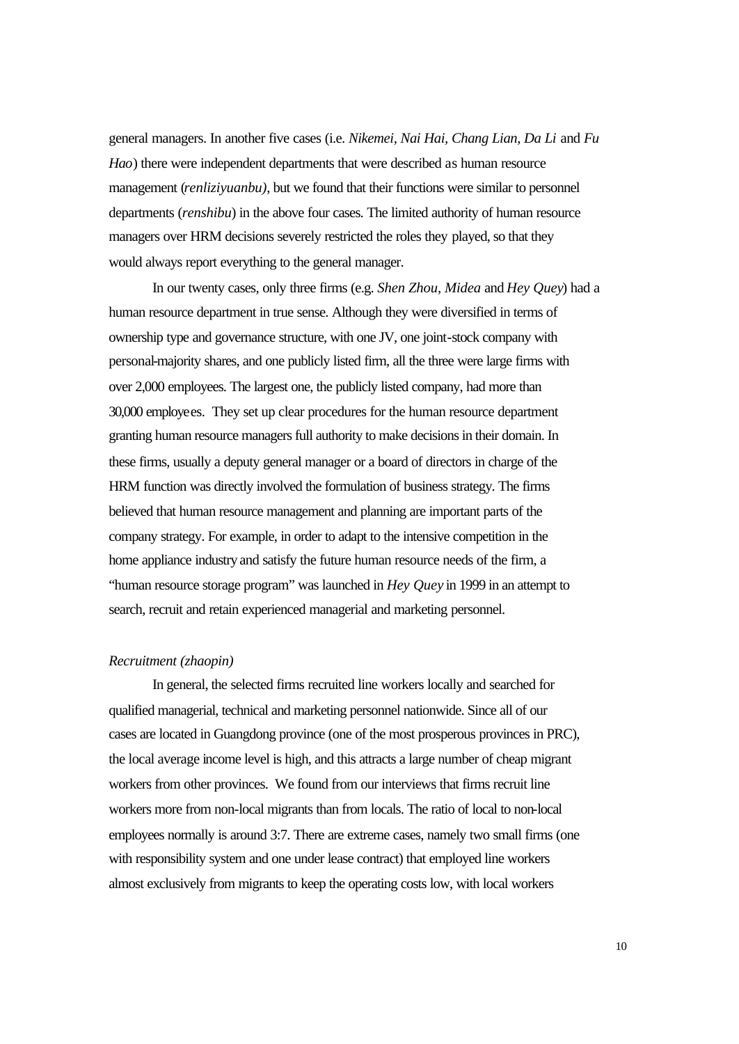general managers. In another five cases (i.e. *Nikemei*, *Nai Hai*, *Chang Lian*, *Da Li* and *Fu Hao*) there were independent departments that were described as human resource management (*renliziyuanbu)*, but we found that their functions were similar to personnel departments (*renshibu*) in the above four cases. The limited authority of human resource managers over HRM decisions severely restricted the roles they played, so that they would always report everything to the general manager.

In our twenty cases, only three firms (e.g. *Shen Zhou*, *Midea* and *Hey Quey*) had a human resource department in true sense. Although they were diversified in terms of ownership type and governance structure, with one JV, one joint-stock company with personal-majority shares, and one publicly listed firm, all the three were large firms with over 2,000 employees. The largest one, the publicly listed company, had more than 30,000 employees. They set up clear procedures for the human resource department granting human resource managers full authority to make decisions in their domain. In these firms, usually a deputy general manager or a board of directors in charge of the HRM function was directly involved the formulation of business strategy. The firms believed that human resource management and planning are important parts of the company strategy. For example, in order to adapt to the intensive competition in the home appliance industry and satisfy the future human resource needs of the firm, a "human resource storage program" was launched in *Hey Quey* in 1999 in an attempt to search, recruit and retain experienced managerial and marketing personnel.

*Recruitment (zhaopin)*

In general, the selected firms recruited line workers locally and searched for qualified managerial, technical and marketing personnel nationwide. Since all of our cases are located in Guangdong province (one of the most prosperous provinces in PRC), the local average income level is high, and this attracts a large number of cheap migrant workers from other provinces. We found from our interviews that firms recruit line workers more from non-local migrants than from locals. The ratio of local to non-local employees normally is around 3:7. There are extreme cases, namely two small firms (one with responsibility system and one under lease contract) that employed line workers almost exclusively from migrants to keep the operating costs low, with local workers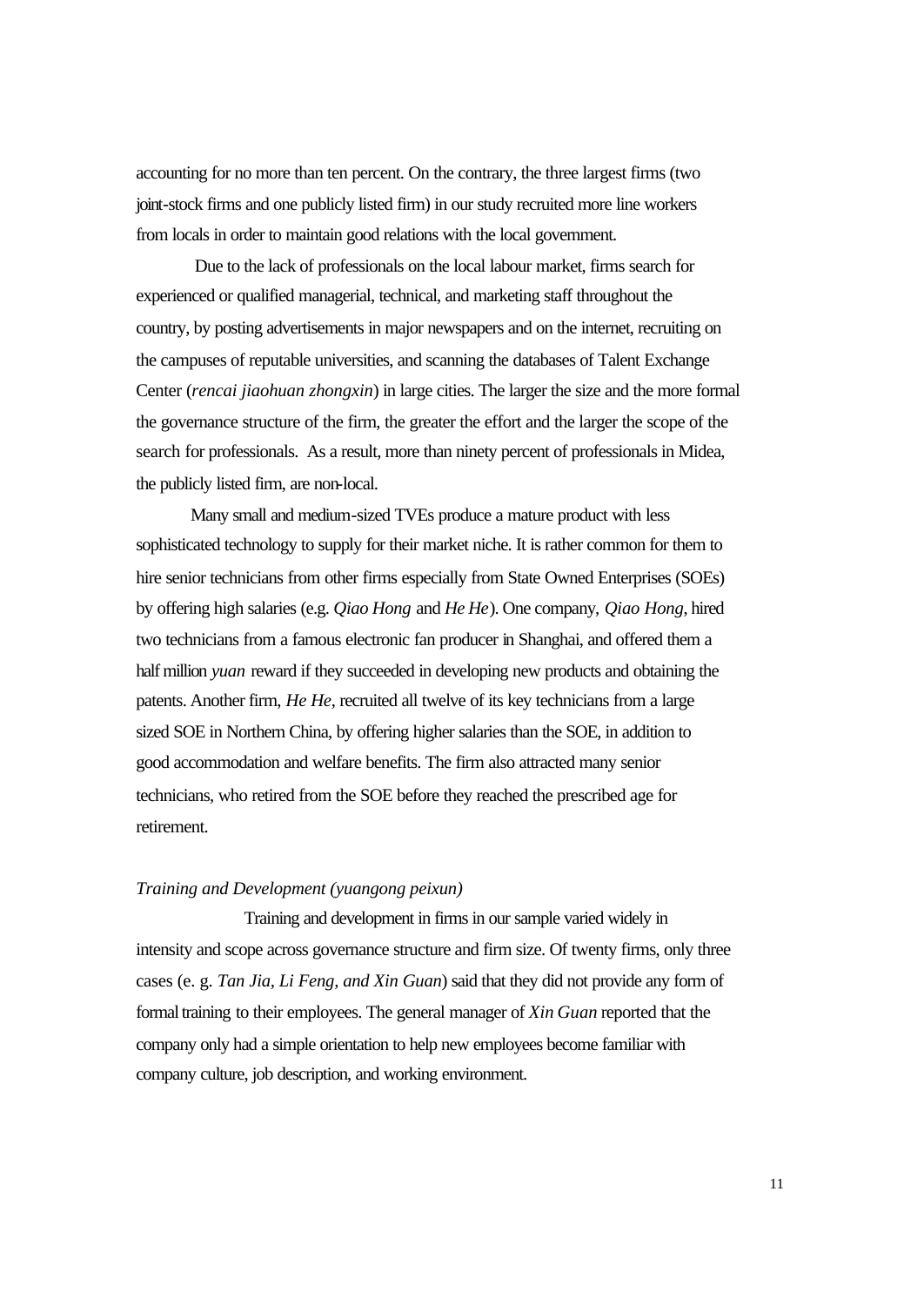accounting for no more than ten percent. On the contrary, the three largest firms (two joint-stock firms and one publicly listed firm) in our study recruited more line workers from locals in order to maintain good relations with the local government.

Due to the lack of professionals on the local labour market, firms search for experienced or qualified managerial, technical, and marketing staff throughout the country, by posting advertisements in major newspapers and on the internet, recruiting on the campuses of reputable universities, and scanning the databases of Talent Exchange Center (*rencai jiaohuan zhongxin*) in large cities. The larger the size and the more formal the governance structure of the firm, the greater the effort and the larger the scope of the search for professionals. As a result, more than ninety percent of professionals in Midea, the publicly listed firm, are non-local.

Many small and medium-sized TVEs produce a mature product with less sophisticated technology to supply for their market niche. It is rather common for them to hire senior technicians from other firms especially from State Owned Enterprises (SOEs) by offering high salaries (e.g. *Qiao Hong* and *He He*). One company, *Qiao Hong*, hired two technicians from a famous electronic fan producer in Shanghai, and offered them a half million *yuan* reward if they succeeded in developing new products and obtaining the patents. Another firm, *He He*, recruited all twelve of its key technicians from a large sized SOE in Northern China, by offering higher salaries than the SOE, in addition to good accommodation and welfare benefits. The firm also attracted many senior technicians, who retired from the SOE before they reached the prescribed age for retirement.

*Training and Development (yuangong peixun)*

Training and development in firms in our sample varied widely in intensity and scope across governance structure and firm size. Of twenty firms, only three cases (e. g. *Tan Jia, Li Feng, and Xin Guan*) said that they did not provide any form of formal training to their employees. The general manager of *Xin Guan* reported that the company only had a simple orientation to help new employees become familiar with company culture, job description, and working environment.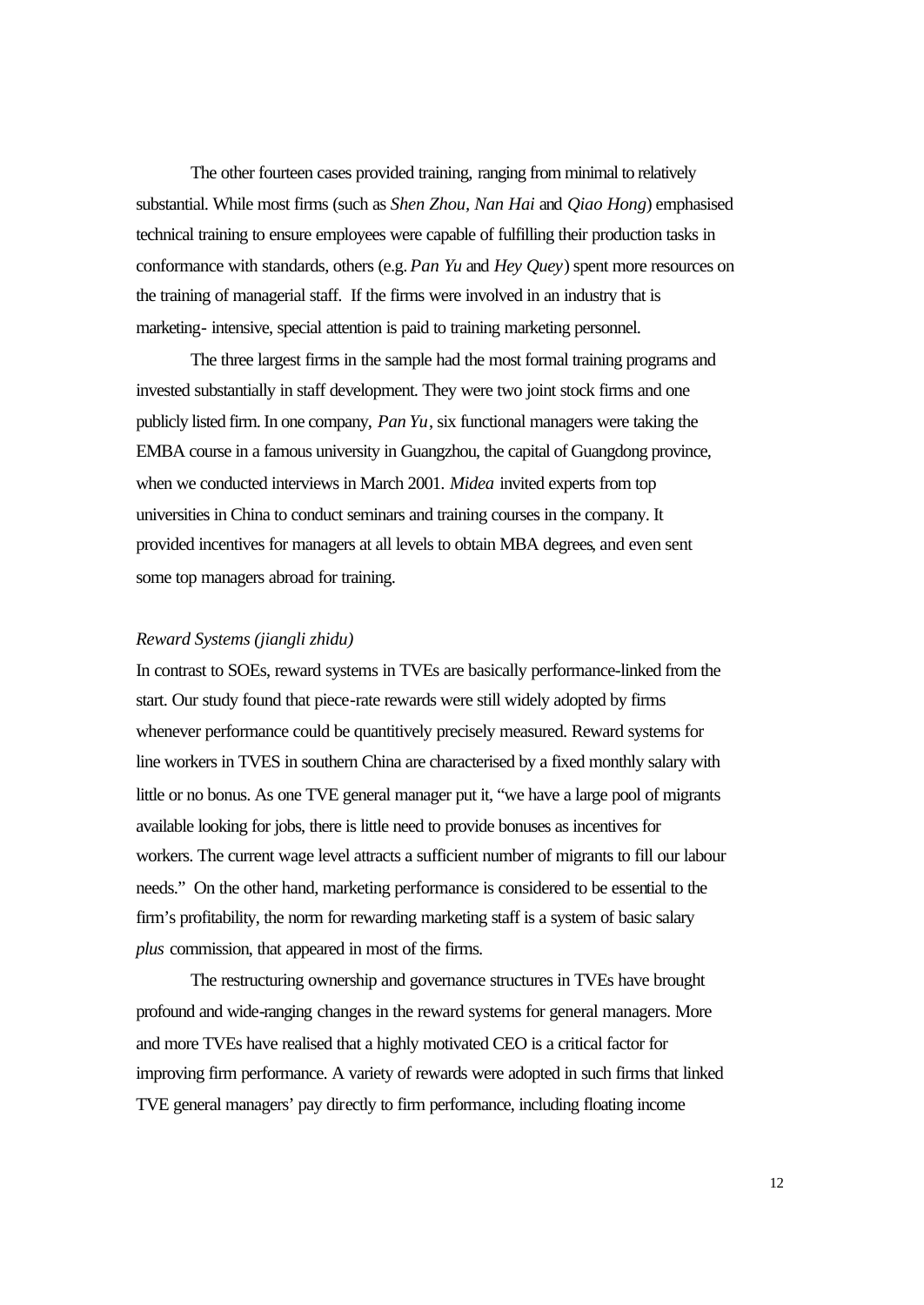The other fourteen cases provided training, ranging from minimal to relatively substantial. While most firms (such as *Shen Zhou, Nan Hai* and *Qiao Hong*) emphasised technical training to ensure employees were capable of fulfilling their production tasks in conformance with standards, others (e.g. *Pan Yu* and *Hey Quey*) spent more resources on the training of managerial staff. If the firms were involved in an industry that is marketing- intensive, special attention is paid to training marketing personnel.

The three largest firms in the sample had the most formal training programs and invested substantially in staff development. They were two joint stock firms and one publicly listed firm. In one company, *Pan Yu*, six functional managers were taking the EMBA course in a famous university in Guangzhou, the capital of Guangdong province, when we conducted interviews in March 2001. *Midea* invited experts from top universities in China to conduct seminars and training courses in the company. It provided incentives for managers at all levels to obtain MBA degrees, and even sent some top managers abroad for training.

*Reward Systems (jiangli zhidu)*

In contrast to SOEs, reward systems in TVEs are basically performance-linked from the start. Our study found that piece-rate rewards were still widely adopted by firms whenever performance could be quantitively precisely measured. Reward systems for line workers in TVES in southern China are characterised by a fixed monthly salary with little or no bonus. As one TVE general manager put it, "we have a large pool of migrants available looking for jobs, there is little need to provide bonuses as incentives for workers. The current wage level attracts a sufficient number of migrants to fill our labour needs." On the other hand, marketing performance is considered to be essential to the firm's profitability, the norm for rewarding marketing staff is a system of basic salary *plus* commission, that appeared in most of the firms.

The restructuring ownership and governance structures in TVEs have brought profound and wide-ranging changes in the reward systems for general managers. More and more TVEs have realised that a highly motivated CEO is a critical factor for improving firm performance. A variety of rewards were adopted in such firms that linked TVE general managers' pay directly to firm performance, including floating income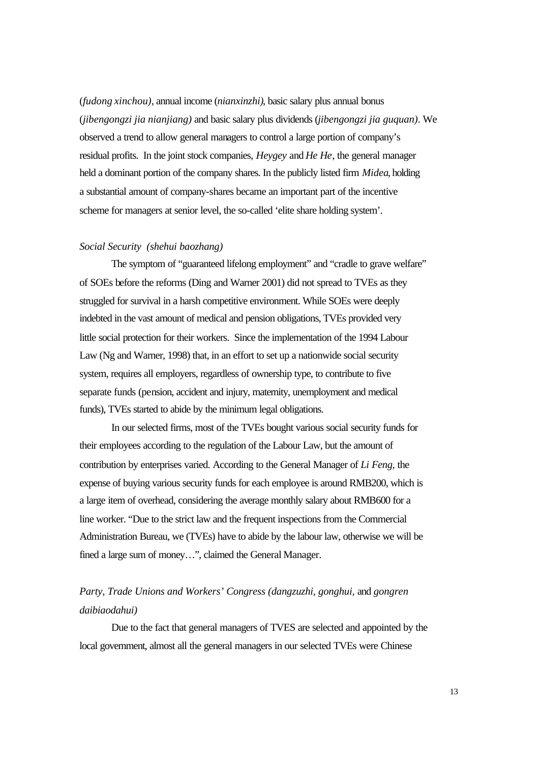(*fudong xinchou)*, annual income (*nianxinzhi)*, basic salary plus annual bonus (*jibengongzi jia nianjiang)* and basic salary plus dividends (*jibengongzi jia guquan)*. We observed a trend to allow general managers to control a large portion of company's residual profits. In the joint stock companies, *Heygey* and *He He*, the general manager held a dominant portion of the company shares. In the publicly listed firm *Midea*, holding a substantial amount of company-shares became an important part of the incentive scheme for managers at senior level, the so-called 'elite share holding system'.

*Social Security (shehui baozhang)*

The symptom of "guaranteed lifelong employment" and "cradle to grave welfare" of SOEs before the reforms (Ding and Warner 2001) did not spread to TVEs as they struggled for survival in a harsh competitive environment. While SOEs were deeply indebted in the vast amount of medical and pension obligations, TVEs provided very little social protection for their workers. Since the implementation of the 1994 Labour Law (Ng and Warner, 1998) that, in an effort to set up a nationwide social security system, requires all employers, regardless of ownership type, to contribute to five separate funds (pension, accident and injury, maternity, unemployment and medical funds), TVEs started to abide by the minimum legal obligations.

In our selected firms, most of the TVEs bought various social security funds for their employees according to the regulation of the Labour Law, but the amount of contribution by enterprises varied. According to the General Manager of *Li Feng*, the expense of buying various security funds for each employee is around RMB200, which is a large item of overhead, considering the average monthly salary about RMB600 for a line worker. "Due to the strict law and the frequent inspections from the Commercial Administration Bureau, we (TVEs) have to abide by the labour law, otherwise we will be fined a large sum of money…", claimed the General Manager.

*Party, Trade Unions and Workers' Congress (dangzuzhi, gonghui,* and *gongren daibiaodahui)*

Due to the fact that general managers of TVES are selected and appointed by the local government, almost all the general managers in our selected TVEs were Chinese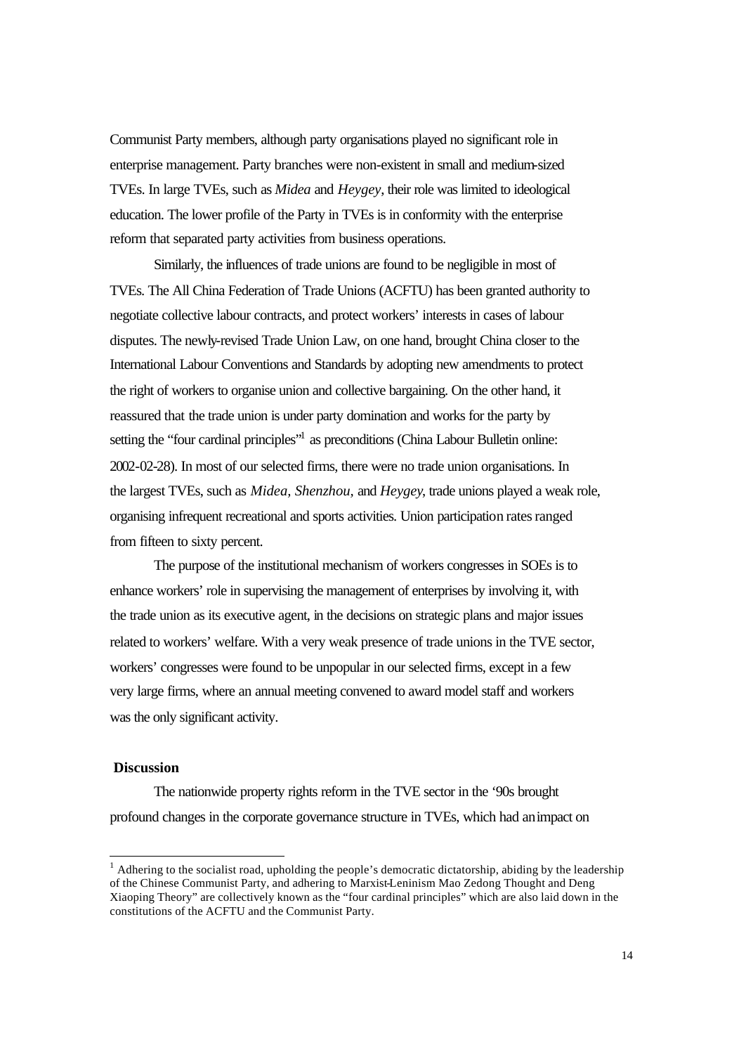Communist Party members, although party organisations played no significant role in enterprise management. Party branches were non-existent in small and medium-sized TVEs. In large TVEs, such as *Midea* and *Heygey*, their role was limited to ideological education. The lower profile of the Party in TVEs is in conformity with the enterprise reform that separated party activities from business operations.

Similarly, the influences of trade unions are found to be negligible in most of TVEs. The All China Federation of Trade Unions (ACFTU) has been granted authority to negotiate collective labour contracts, and protect workers' interests in cases of labour disputes. The newly-revised Trade Union Law, on one hand, brought China closer to the International Labour Conventions and Standards by adopting new amendments to protect the right of workers to organise union and collective bargaining. On the other hand, it reassured that the trade union is under party domination and works for the party by setting the "four cardinal principles"[1] as preconditions (China Labour Bulletin online: 2002-02-28). In most of our selected firms, there were no trade union organisations. In the largest TVEs, such as *Midea, Shenzhou,* and *Heygey*, trade unions played a weak role, organising infrequent recreational and sports activities. Union participation rates ranged from fifteen to sixty percent.

The purpose of the institutional mechanism of workers congresses in SOEs is to enhance workers' role in supervising the management of enterprises by involving it, with the trade union as its executive agent, in the decisions on strategic plans and major issues related to workers' welfare. With a very weak presence of trade unions in the TVE sector, workers' congresses were found to be unpopular in our selected firms, except in a few very large firms, where an annual meeting convened to award model staff and workers was the only significant activity.

**Discussion**

The nationwide property rights reform in the TVE sector in the '90s brought profound changes in the corporate governance structure in TVEs, which had an impact on

[1] Adhering to the socialist road, upholding the people's democratic dictatorship, abiding by the leadership of the Chinese Communist Party, and adhering to Marxist-Leninism Mao Zedong Thought and Deng Xiaoping Theory" are collectively known as the "four cardinal principles" which are also laid down in the constitutions of the ACFTU and the Communist Party.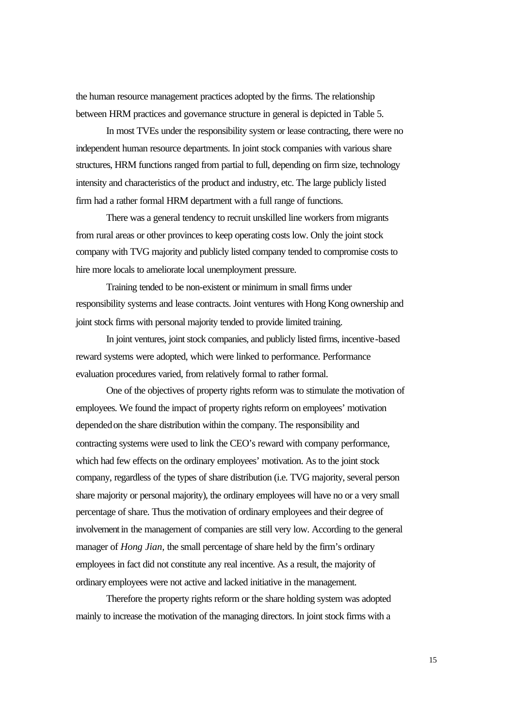the human resource management practices adopted by the firms. The relationship between HRM practices and governance structure in general is depicted in Table 5.

In most TVEs under the responsibility system or lease contracting, there were no independent human resource departments. In joint stock companies with various share structures, HRM functions ranged from partial to full, depending on firm size, technology intensity and characteristics of the product and industry, etc. The large publicly listed firm had a rather formal HRM department with a full range of functions.

There was a general tendency to recruit unskilled line workers from migrants from rural areas or other provinces to keep operating costs low. Only the joint stock company with TVG majority and publicly listed company tended to compromise costs to hire more locals to ameliorate local unemployment pressure.

Training tended to be non-existent or minimum in small firms under responsibility systems and lease contracts. Joint ventures with Hong Kong ownership and joint stock firms with personal majority tended to provide limited training.

In joint ventures, joint stock companies, and publicly listed firms, incentive-based reward systems were adopted, which were linked to performance. Performance evaluation procedures varied, from relatively formal to rather formal.

One of the objectives of property rights reform was to stimulate the motivation of employees. We found the impact of property rights reform on employees' motivation depended on the share distribution within the company. The responsibility and contracting systems were used to link the CEO's reward with company performance, which had few effects on the ordinary employees' motivation. As to the joint stock company, regardless of the types of share distribution (i.e. TVG majority, several person share majority or personal majority), the ordinary employees will have no or a very small percentage of share. Thus the motivation of ordinary employees and their degree of involvement in the management of companies are still very low. According to the general manager of *Hong Jian*, the small percentage of share held by the firm's ordinary employees in fact did not constitute any real incentive. As a result, the majority of ordinary employees were not active and lacked initiative in the management.

Therefore the property rights reform or the share holding system was adopted mainly to increase the motivation of the managing directors. In joint stock firms with a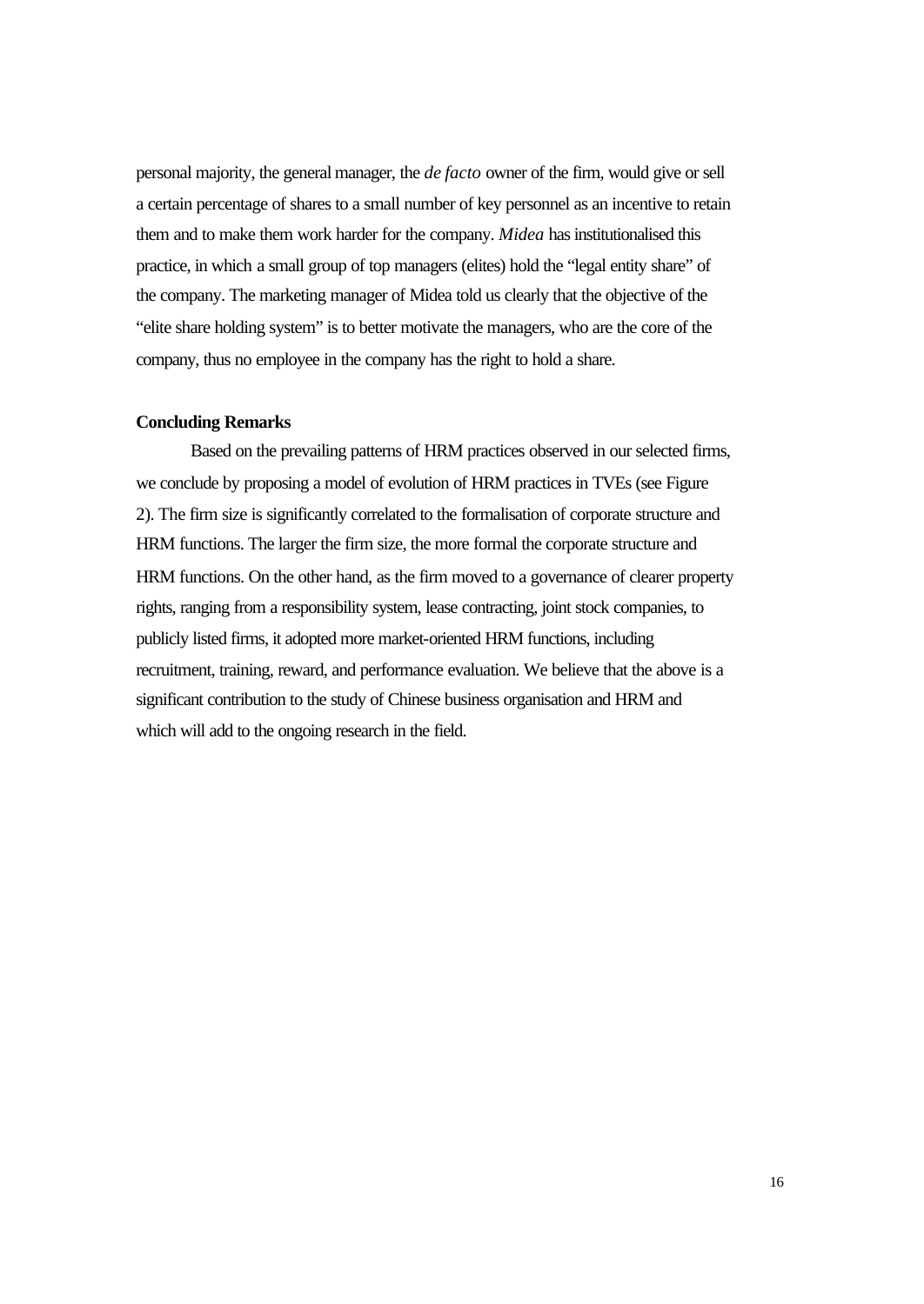personal majority, the general manager, the *de facto* owner of the firm, would give or sell a certain percentage of shares to a small number of key personnel as an incentive to retain them and to make them work harder for the company. *Midea* has institutionalised this practice, in which a small group of top managers (elites) hold the "legal entity share" of the company. The marketing manager of Midea told us clearly that the objective of the "elite share holding system" is to better motivate the managers, who are the core of the company, thus no employee in the company has the right to hold a share.

**Concluding Remarks**

Based on the prevailing patterns of HRM practices observed in our selected firms, we conclude by proposing a model of evolution of HRM practices in TVEs (see Figure 2). The firm size is significantly correlated to the formalisation of corporate structure and HRM functions. The larger the firm size, the more formal the corporate structure and HRM functions. On the other hand, as the firm moved to a governance of clearer property rights, ranging from a responsibility system, lease contracting, joint stock companies, to publicly listed firms, it adopted more market-oriented HRM functions, including recruitment, training, reward, and performance evaluation. We believe that the above is a significant contribution to the study of Chinese business organisation and HRM and which will add to the ongoing research in the field.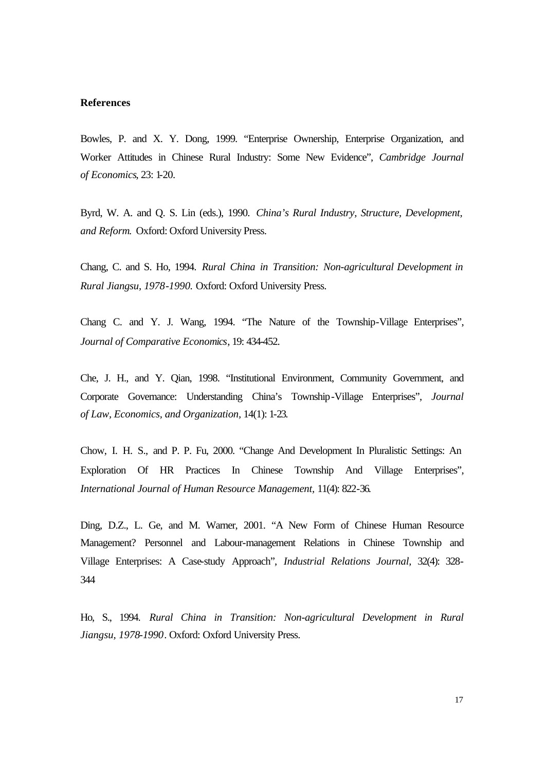**References**

Bowles, P. and X. Y. Dong, 1999. "Enterprise Ownership, Enterprise Organization, and Worker Attitudes in Chinese Rural Industry: Some New Evidence", *Cambridge Journal of Economics*, 23: 1-20.

Byrd, W. A. and Q. S. Lin (eds.), 1990. *China's Rural Industry, Structure, Development, and Reform.* Oxford: Oxford University Press.

Chang, C. and S. Ho, 1994. *Rural China in Transition: Non-agricultural Development in Rural Jiangsu, 1978-1990.* Oxford: Oxford University Press.

Chang C. and Y. J. Wang, 1994. "The Nature of the Township-Village Enterprises", *Journal of Comparative Economics*, 19: 434-452.

Che, J. H., and Y. Qian, 1998. "Institutional Environment, Community Government, and Corporate Governance: Understanding China's Township-Village Enterprises", *Journal of Law, Economics, and Organization*, 14(1): 1-23.

Chow, I. H. S., and P. P. Fu, 2000. "Change And Development In Pluralistic Settings: An Exploration Of HR Practices In Chinese Township And Village Enterprises", *International Journal of Human Resource Management*, 11(4): 822-36.

Ding, D.Z., L. Ge, and M. Warner, 2001. "A New Form of Chinese Human Resource Management? Personnel and Labour-management Relations in Chinese Township and Village Enterprises: A Case-study Approach", *Industrial Relations Journal*, 32(4): 328-344

Ho, S., 1994. *Rural China in Transition: Non-agricultural Development in Rural Jiangsu, 1978-1990*. Oxford: Oxford University Press.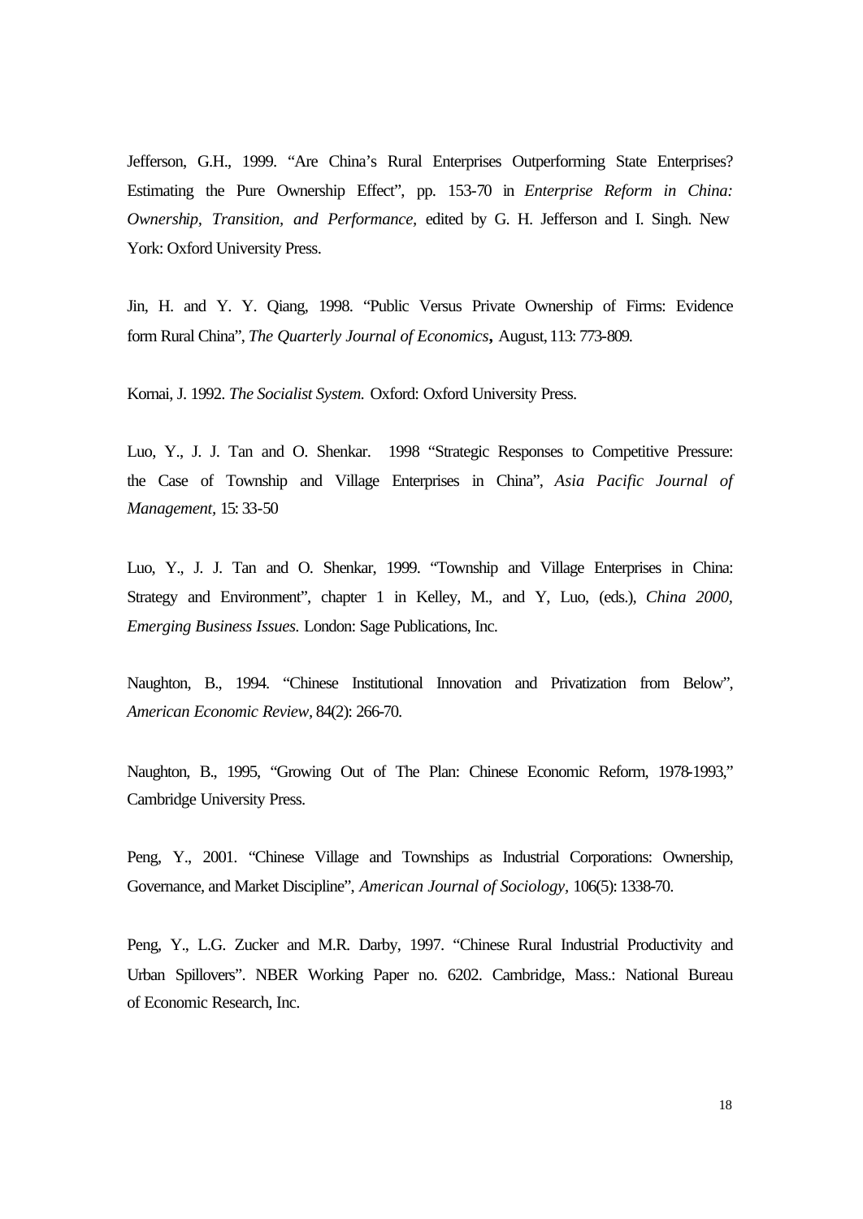Jefferson, G.H., 1999. "Are China's Rural Enterprises Outperforming State Enterprises? Estimating the Pure Ownership Effect", pp. 153-70 in *Enterprise Reform in China: Ownership, Transition, and Performance*, edited by G. H. Jefferson and I. Singh. New York: Oxford University Press.

Jin, H. and Y. Y. Qiang, 1998. "Public Versus Private Ownership of Firms: Evidence form Rural China", *The Quarterly Journal of Economics*, August, 113: 773-809.

Kornai, J. 1992. *The Socialist System.* Oxford: Oxford University Press.

Luo, Y., J. J. Tan and O. Shenkar. 1998 "Strategic Responses to Competitive Pressure: the Case of Township and Village Enterprises in China", *Asia Pacific Journal of Management*, 15: 33-50

Luo, Y., J. J. Tan and O. Shenkar, 1999. "Township and Village Enterprises in China: Strategy and Environment", chapter 1 in Kelley, M., and Y, Luo, (eds.), *China 2000, Emerging Business Issues.* London: Sage Publications, Inc.

Naughton, B., 1994. "Chinese Institutional Innovation and Privatization from Below", *American Economic Review*, 84(2): 266-70.

Naughton, B., 1995, "Growing Out of The Plan: Chinese Economic Reform, 1978-1993," Cambridge University Press.

Peng, Y., 2001. "Chinese Village and Townships as Industrial Corporations: Ownership, Governance, and Market Discipline", *American Journal of Sociology*, 106(5): 1338-70.

Peng, Y., L.G. Zucker and M.R. Darby, 1997. "Chinese Rural Industrial Productivity and Urban Spillovers". NBER Working Paper no. 6202. Cambridge, Mass.: National Bureau of Economic Research, Inc.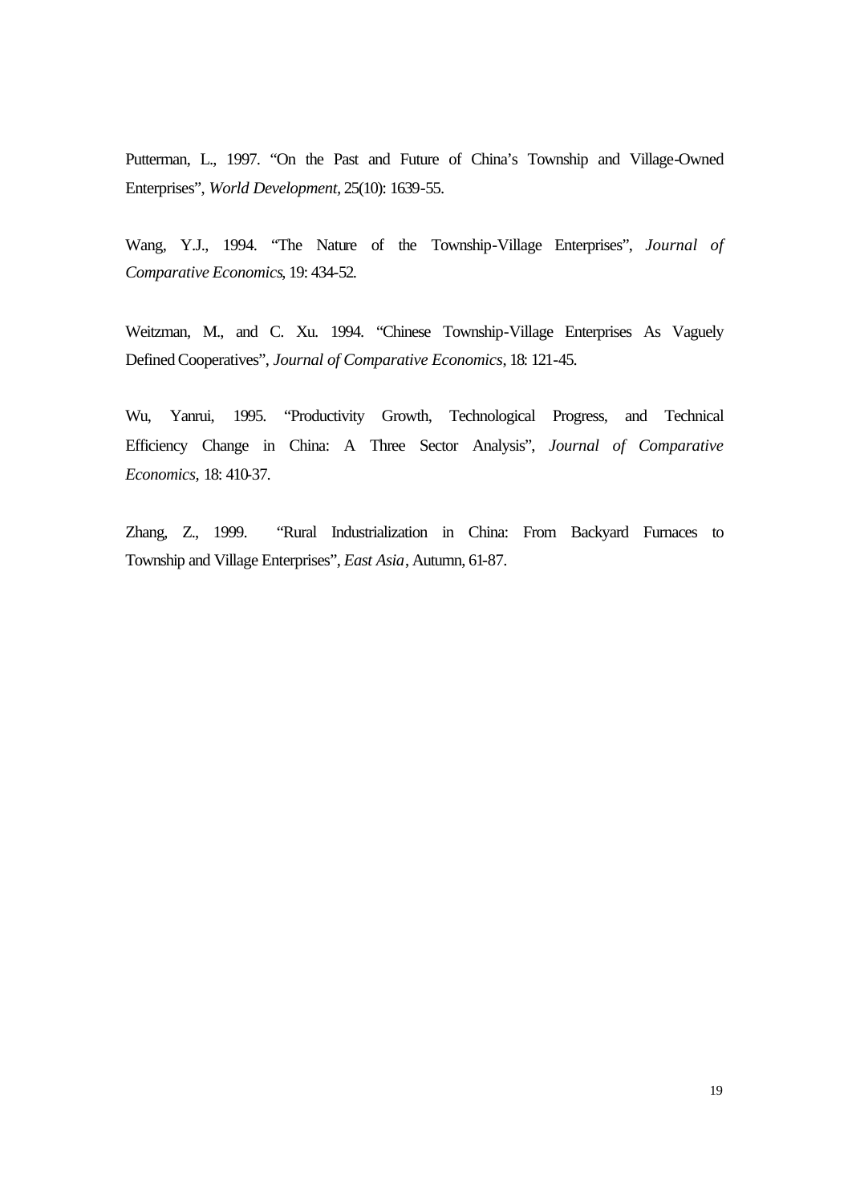Putterman, L., 1997. "On the Past and Future of China's Township and Village-Owned Enterprises", *World Development*, 25(10): 1639-55.

Wang, Y.J., 1994. "The Nature of the Township-Village Enterprises", *Journal of Comparative Economics*, 19: 434-52.

Weitzman, M., and C. Xu. 1994. "Chinese Township-Village Enterprises As Vaguely Defined Cooperatives", *Journal of Comparative Economics*, 18: 121-45.

Wu, Yanrui, 1995. "Productivity Growth, Technological Progress, and Technical Efficiency Change in China: A Three Sector Analysis", *Journal of Comparative Economics,* 18: 410-37.

Zhang, Z., 1999. "Rural Industrialization in China: From Backyard Furnaces to Township and Village Enterprises", *East Asia*, Autumn, 61-87.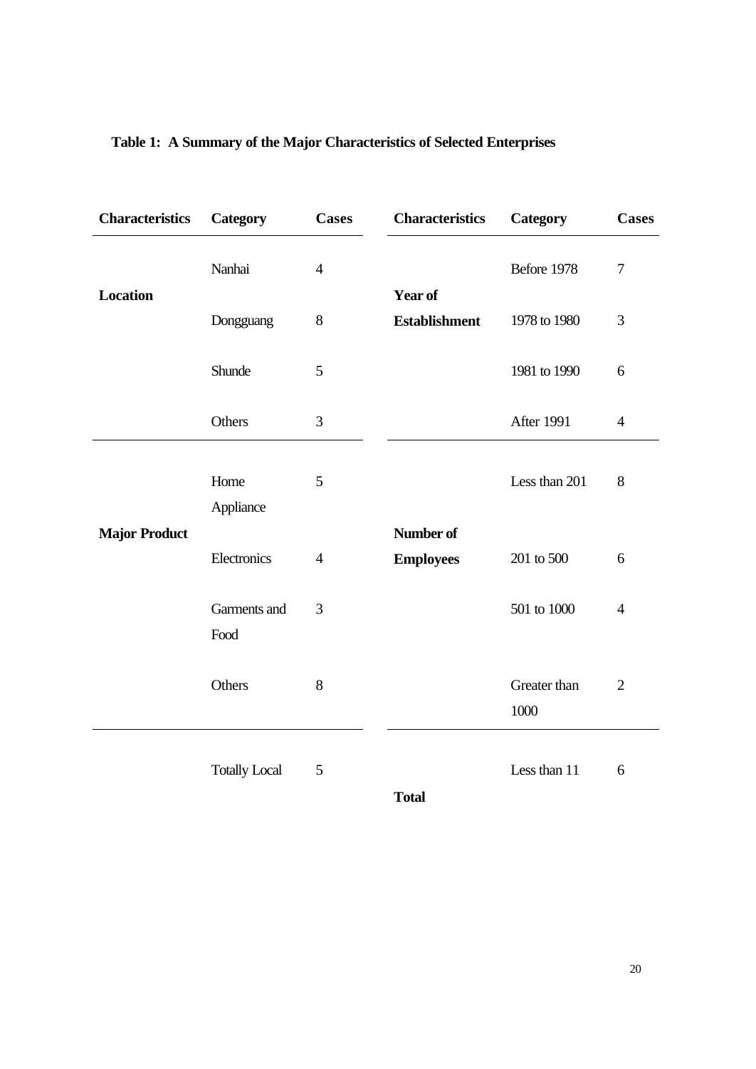**Table 1: A Summary of the Major Characteristics of Selected Enterprises**

| Characteristics | Category | Cases | Characteristics | Category | Cases |
|---|---|---|---|---|---|
| **Location** | Nanhai | 4 | **Year of Establishment** | Before 1978 | 7 |
| | Dongguang | 8 | | 1978 to 1980 | 3 |
| | Shunde | 5 | | 1981 to 1990 | 6 |
| | Others | 3 | | After 1991 | 4 |
| **Major Product** | Home Appliance | 5 | **Number of Employees** | Less than 201 | 8 |
| | Electronics | 4 | | 201 to 500 | 6 |
| | Garments and Food | 3 | | 501 to 1000 | 4 |
| | Others | 8 | | Greater than 1000 | 2 |
| | Totally Local | 5 | **Total** | Less than 11 | 6 |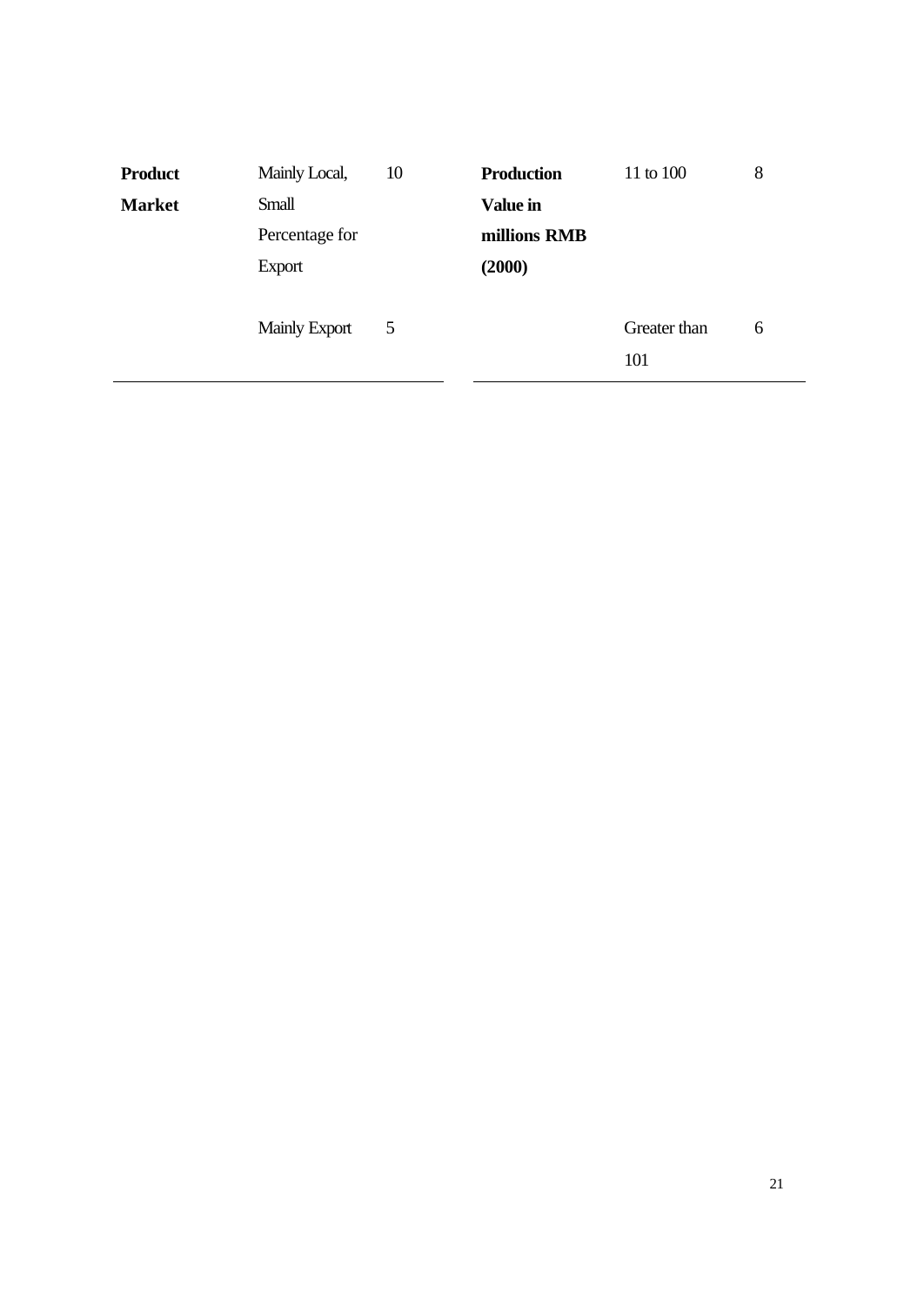| Product Market | Mainly Local, Small Percentage for Export | 10 | Production Value in millions RMB (2000) | 11 to 100 | 8 |
|---|---|---|---|---|---|
| | Mainly Export | 5 | | Greater than 101 | 6 |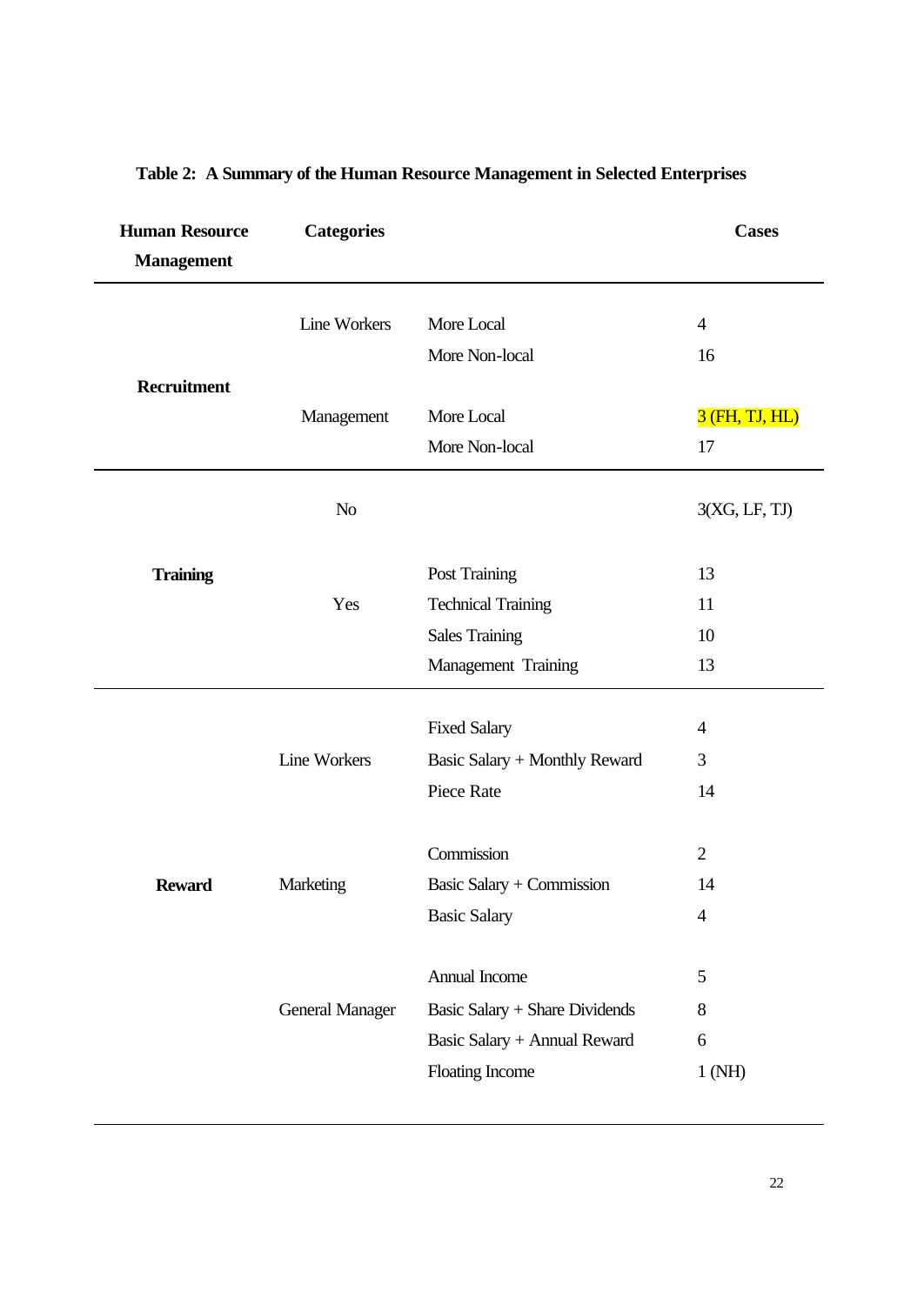**Table 2: A Summary of the Human Resource Management in Selected Enterprises**

| Human Resource Management | Categories | | Cases |
|---|---|---|---|
| Recruitment | Line Workers | More Local | 4 |
| | | More Non-local | 16 |
| | Management | More Local | 3 (FH, TJ, HL) |
| | | More Non-local | 17 |
| Training | No | | 3(XG, LF, TJ) |
| | Yes | Post Training | 13 |
| | | Technical Training | 11 |
| | | Sales Training | 10 |
| | | Management Training | 13 |
| Reward | Line Workers | Fixed Salary | 4 |
| | | Basic Salary + Monthly Reward | 3 |
| | | Piece Rate | 14 |
| | Marketing | Commission | 2 |
| | | Basic Salary + Commission | 14 |
| | | Basic Salary | 4 |
| | General Manager | Annual Income | 5 |
| | | Basic Salary + Share Dividends | 8 |
| | | Basic Salary + Annual Reward | 6 |
| | | Floating Income | 1 (NH) |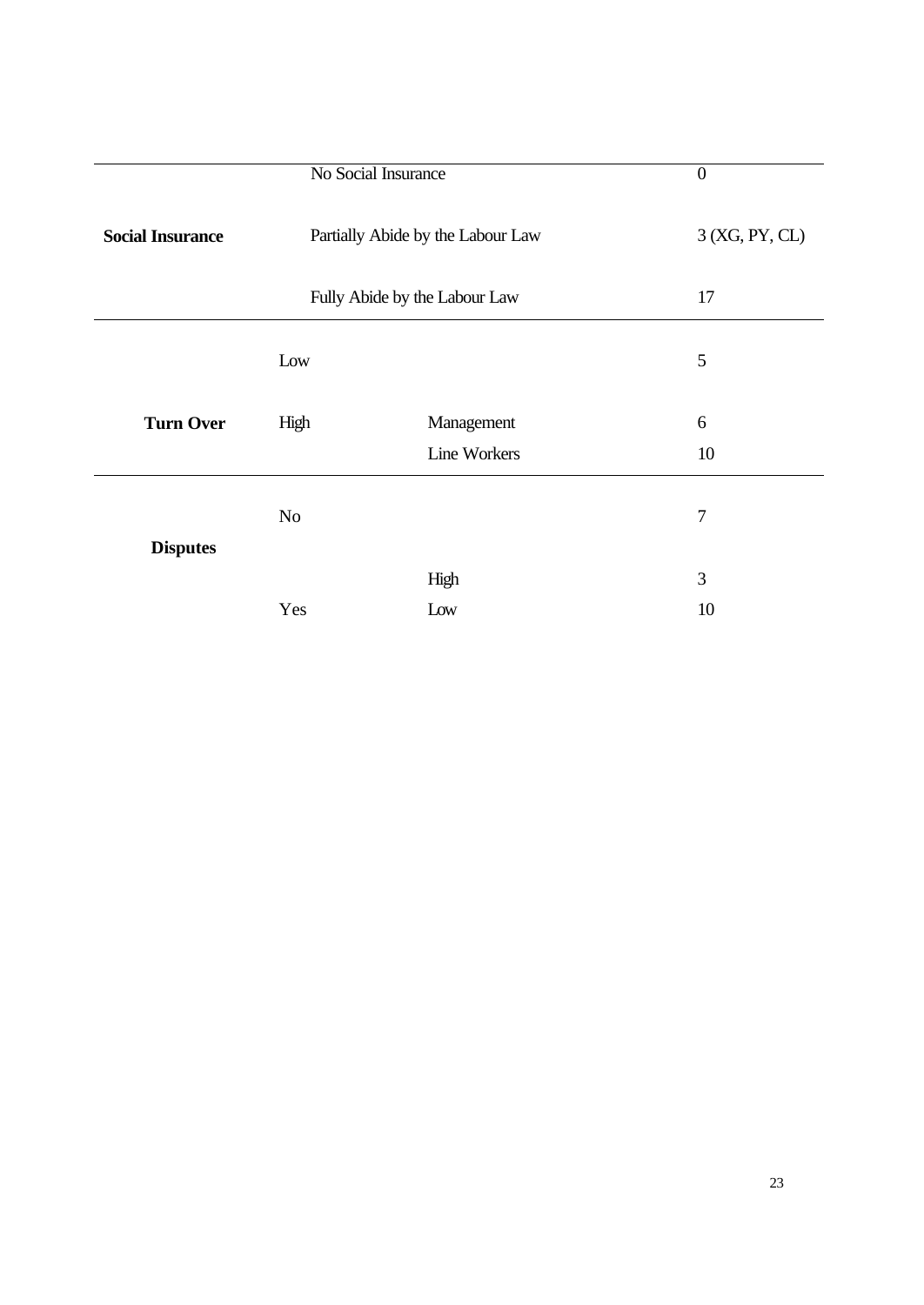| | | | |
|---|---|---|---|
| **Social Insurance** | No Social Insurance | | 0 |
| | Partially Abide by the Labour Law | | 3 (XG, PY, CL) |
| | Fully Abide by the Labour Law | | 17 |
| **Turn Over** | Low | | 5 |
| | High | Management | 6 |
| | | Line Workers | 10 |
| **Disputes** | No | | 7 |
| | Yes | High | 3 |
| | | Low | 10 |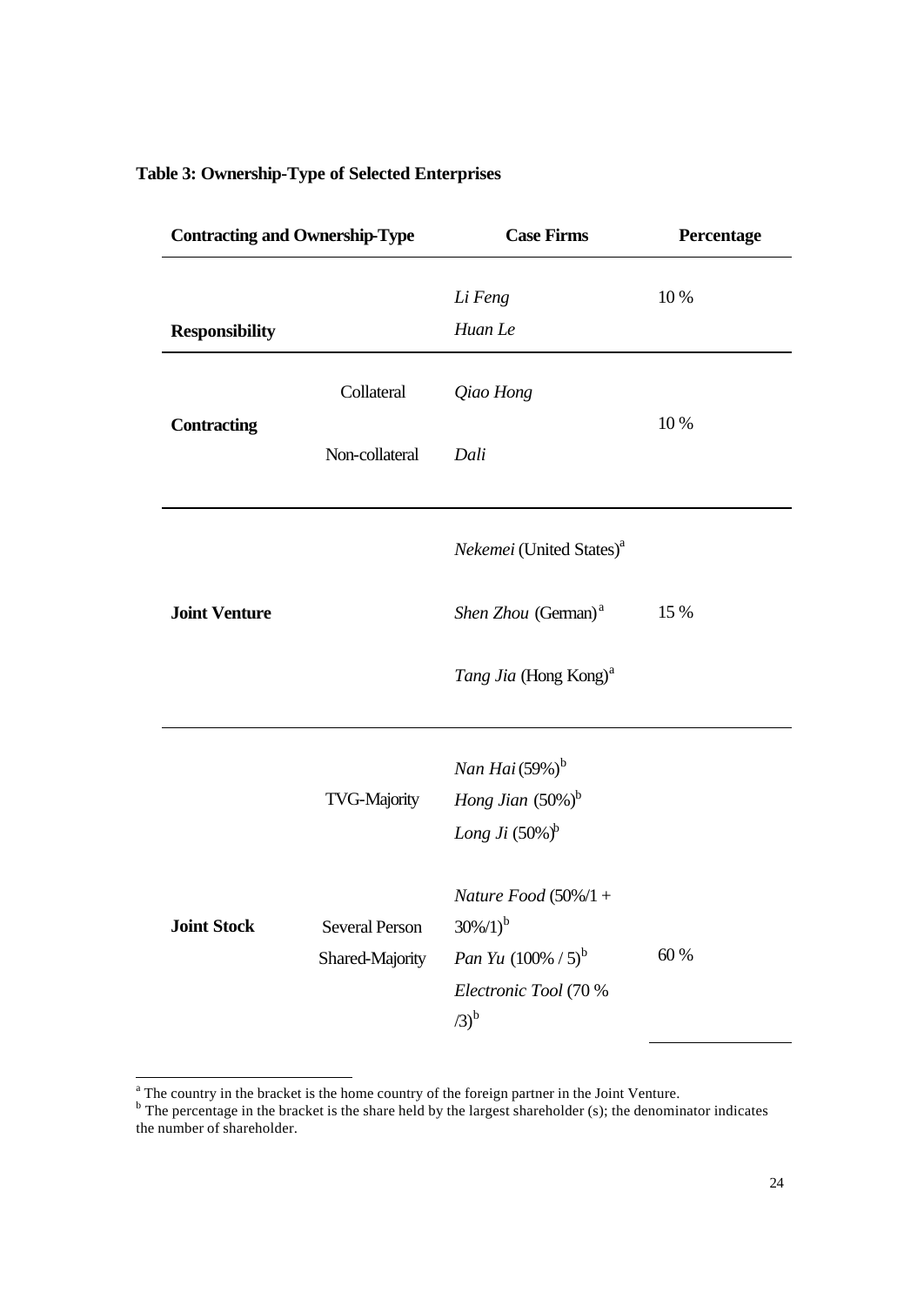**Table 3: Ownership-Type of Selected Enterprises**

| Contracting and Ownership-Type | | Case Firms | Percentage |
|---|---|---|---|
| **Responsibility** | | *Li Feng* | 10 % |
| | | *Huan Le* | |
| **Contracting** | Collateral | *Qiao Hong* | 10 % |
| | Non-collateral | *Dali* | |
| **Joint Venture** | | *Nekemei* (United States)[a] | 15 % |
| | | *Shen Zhou* (German)[a] | |
| | | *Tang Jia* (Hong Kong)[a] | |
| **Joint Stock** | TVG-Majority | *Nan Hai* (59%)[b] | 60 % |
| | | *Hong Jian* (50%)[b] | |
| | | *Long Ji* (50%)[b] | |
| | Several Person Shared-Majority | *Nature Food* (50%/1 + 30%/1)[b] | |
| | | *Pan Yu* (100% / 5)[b] | |
| | | *Electronic Tool* (70 % /3)[b] | |

[a] The country in the bracket is the home country of the foreign partner in the Joint Venture.
[b] The percentage in the bracket is the share held by the largest shareholder (s); the denominator indicates the number of shareholder.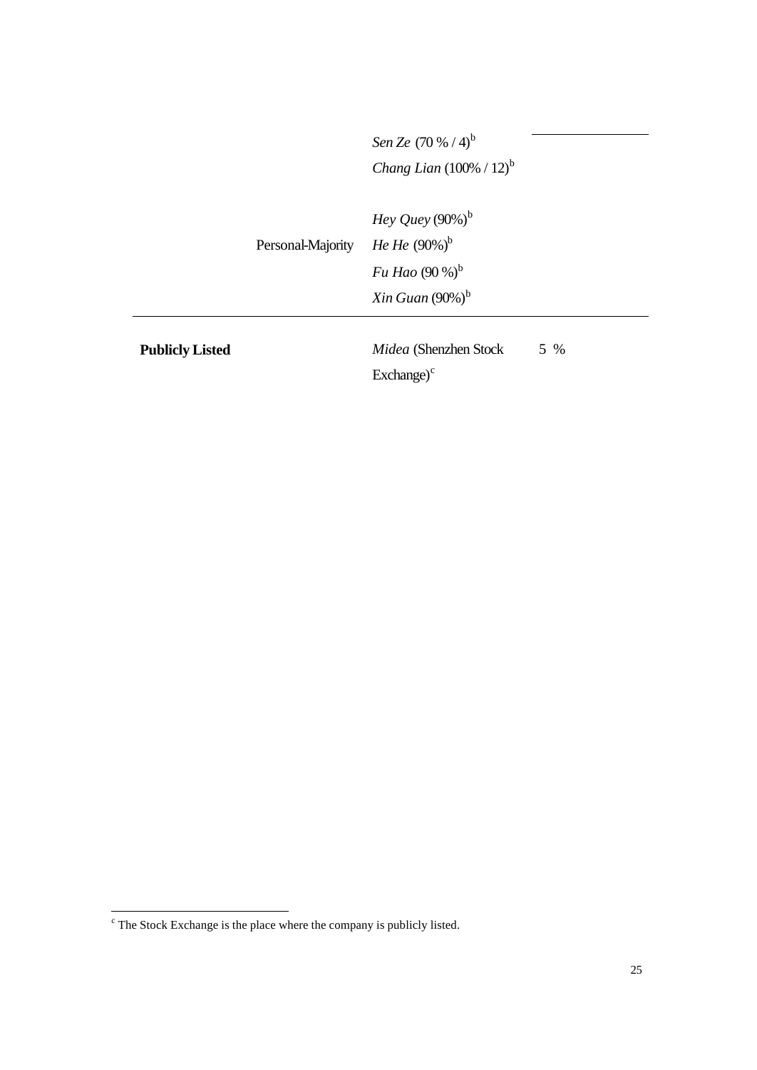| | | | |
|---|---|---|---|
| | | *Sen Ze* (70 % / 4)[b] | |
| | | *Chang Lian* (100% / 12)[b] | |
| | Personal-Majority | *Hey Quey* (90%)[b] | |
| | | *He He* (90%)[b] | |
| | | *Fu Hao* (90 %)[b] | |
| | | *Xin Guan* (90%)[b] | |
| **Publicly Listed** | | *Midea* (Shenzhen Stock Exchange)[c] | 5 % |

[c] The Stock Exchange is the place where the company is publicly listed.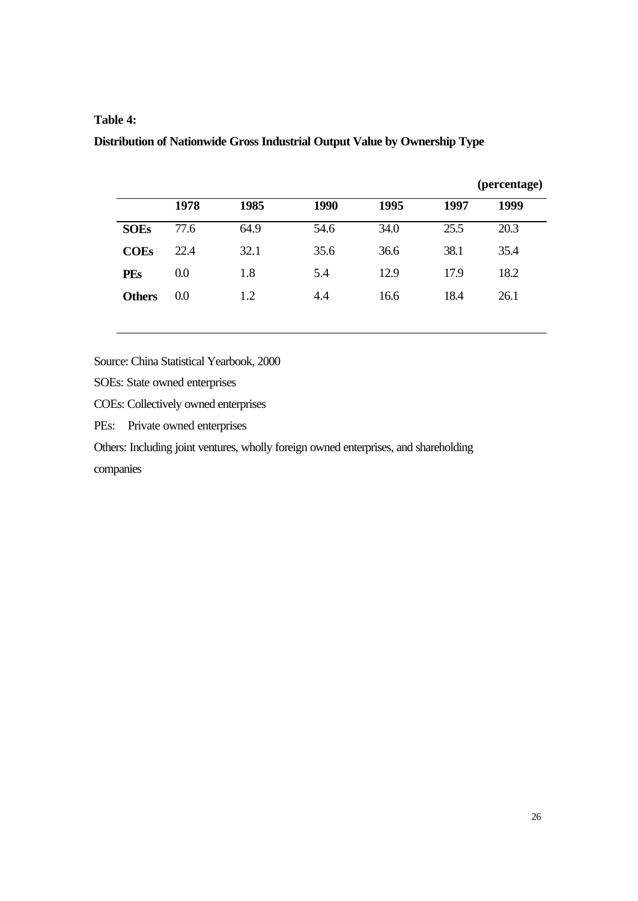**Table 4:**

**Distribution of Nationwide Gross Industrial Output Value by Ownership Type**

**(percentage)**

| | **1978** | **1985** | **1990** | **1995** | **1997** | **1999** |
|---|---|---|---|---|---|---|
| **SOEs** | 77.6 | 64.9 | 54.6 | 34.0 | 25.5 | 20.3 |
| **COEs** | 22.4 | 32.1 | 35.6 | 36.6 | 38.1 | 35.4 |
| **PEs** | 0.0 | 1.8 | 5.4 | 12.9 | 17.9 | 18.2 |
| **Others** | 0.0 | 1.2 | 4.4 | 16.6 | 18.4 | 26.1 |

Source: China Statistical Yearbook, 2000

SOEs: State owned enterprises

COEs: Collectively owned enterprises

PEs: Private owned enterprises

Others: Including joint ventures, wholly foreign owned enterprises, and shareholding companies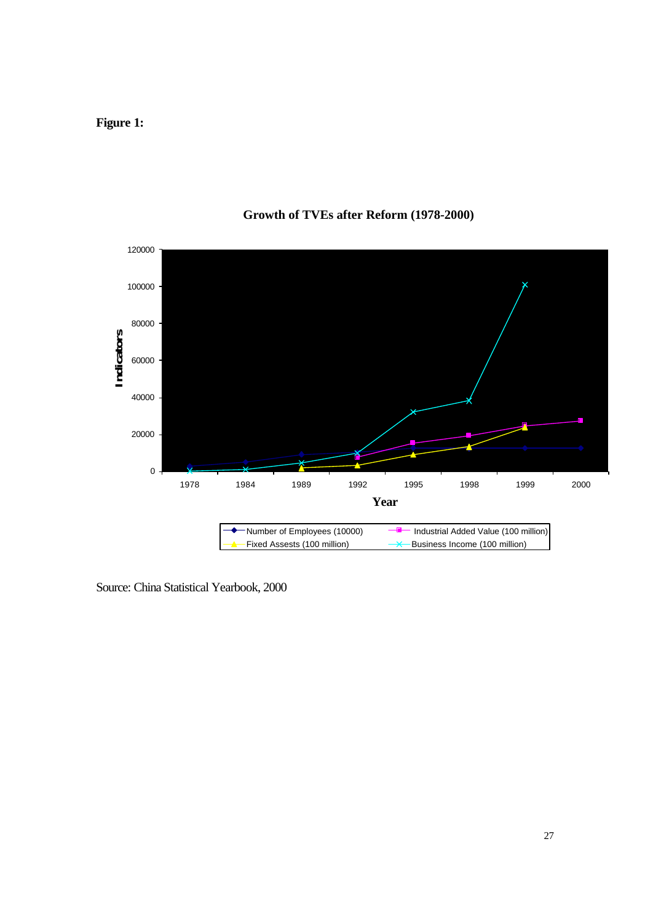**Figure 1:**

**Growth of TVEs after Reform (1978-2000)**

Source: China Statistical Yearbook, 2000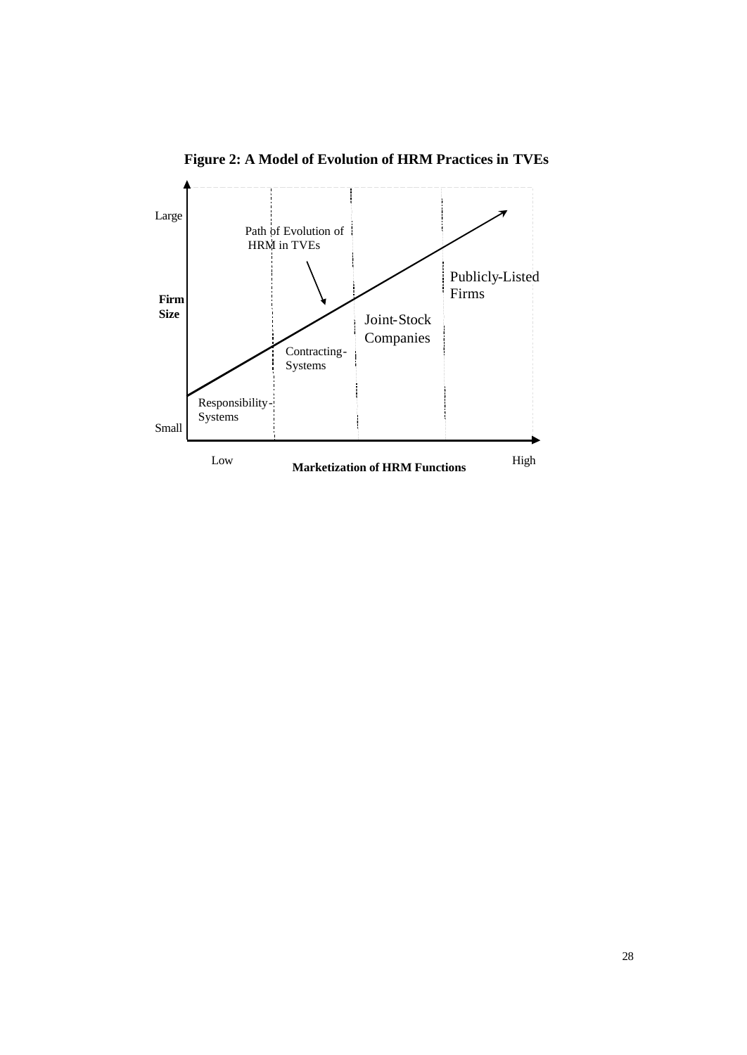**Figure 2: A Model of Evolution of HRM Practices in TVEs**

Large

Path of Evolution of HRM in TVEs

Publicly-Listed Firms

**Firm Size**

Joint-Stock Companies

Contracting-Systems

Responsibility-Systems

Small

Low **Marketization of HRM Functions** High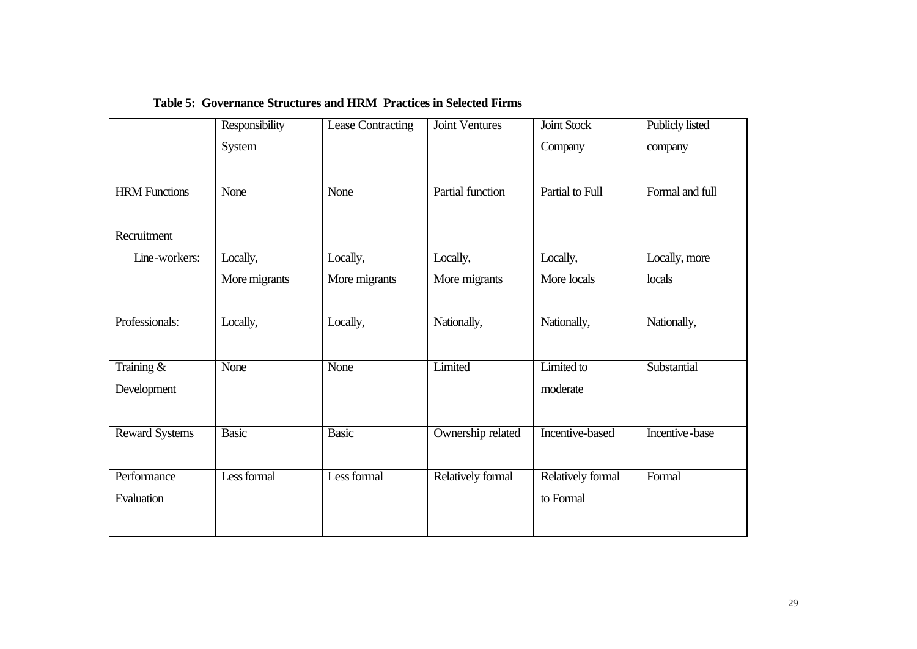**Table 5: Governance Structures and HRM Practices in Selected Firms**

| | Responsibility System | Lease Contracting | Joint Ventures | Joint Stock Company | Publicly listed company |
|---|---|---|---|---|---|
| HRM Functions | None | None | Partial function | Partial to Full | Formal and full |
| Recruitment<br>Line-workers: | Locally,<br>More migrants | Locally,<br>More migrants | Locally,<br>More migrants | Locally,<br>More locals | Locally, more locals |
| Professionals: | Locally, | Locally, | Nationally, | Nationally, | Nationally, |
| Training & Development | None | None | Limited | Limited to moderate | Substantial |
| Reward Systems | Basic | Basic | Ownership related | Incentive-based | Incentive-base |
| Performance Evaluation | Less formal | Less formal | Relatively formal | Relatively formal to Formal | Formal |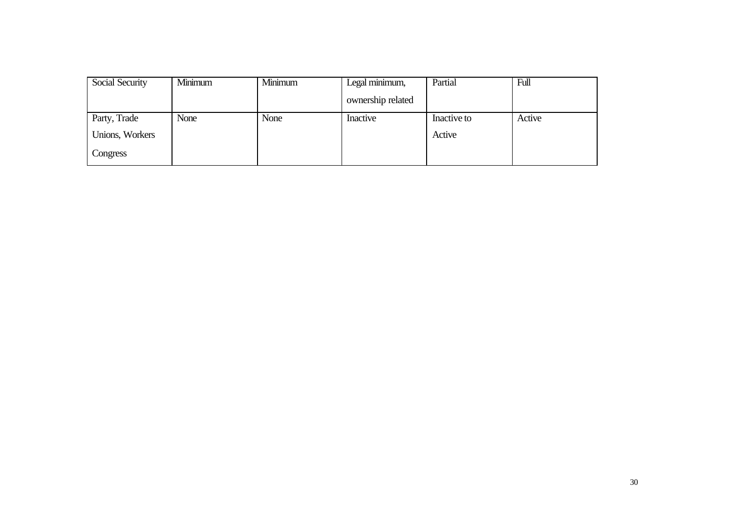| | | | | | |
|---|---|---|---|---|---|
| Social Security | Minimum | Minimum | Legal minimum, ownership related | Partial | Full |
| Party, Trade Unions, Workers Congress | None | None | Inactive | Inactive to Active | Active |